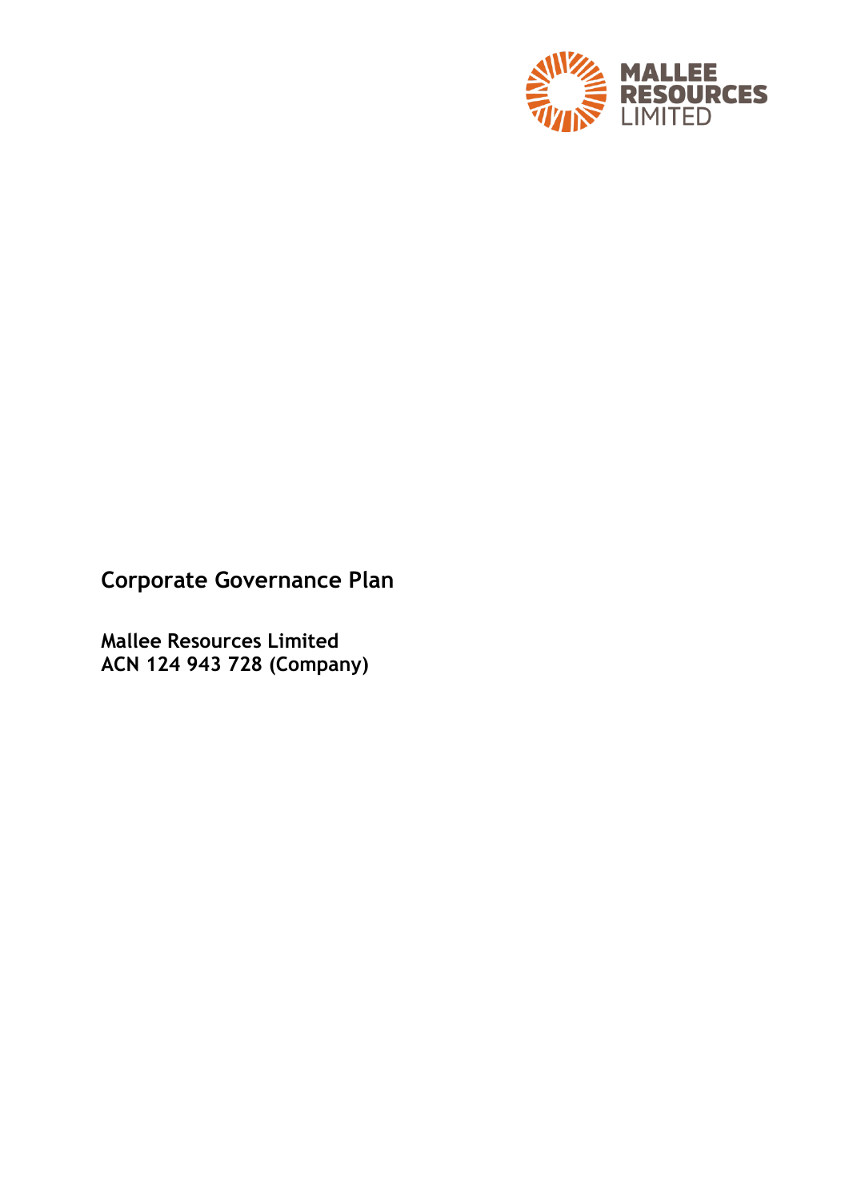MALLEE RESOURCES LIMITED

# Corporate Governance Plan

**Mallee Resources Limited**
**ACN 124 943 728 (Company)**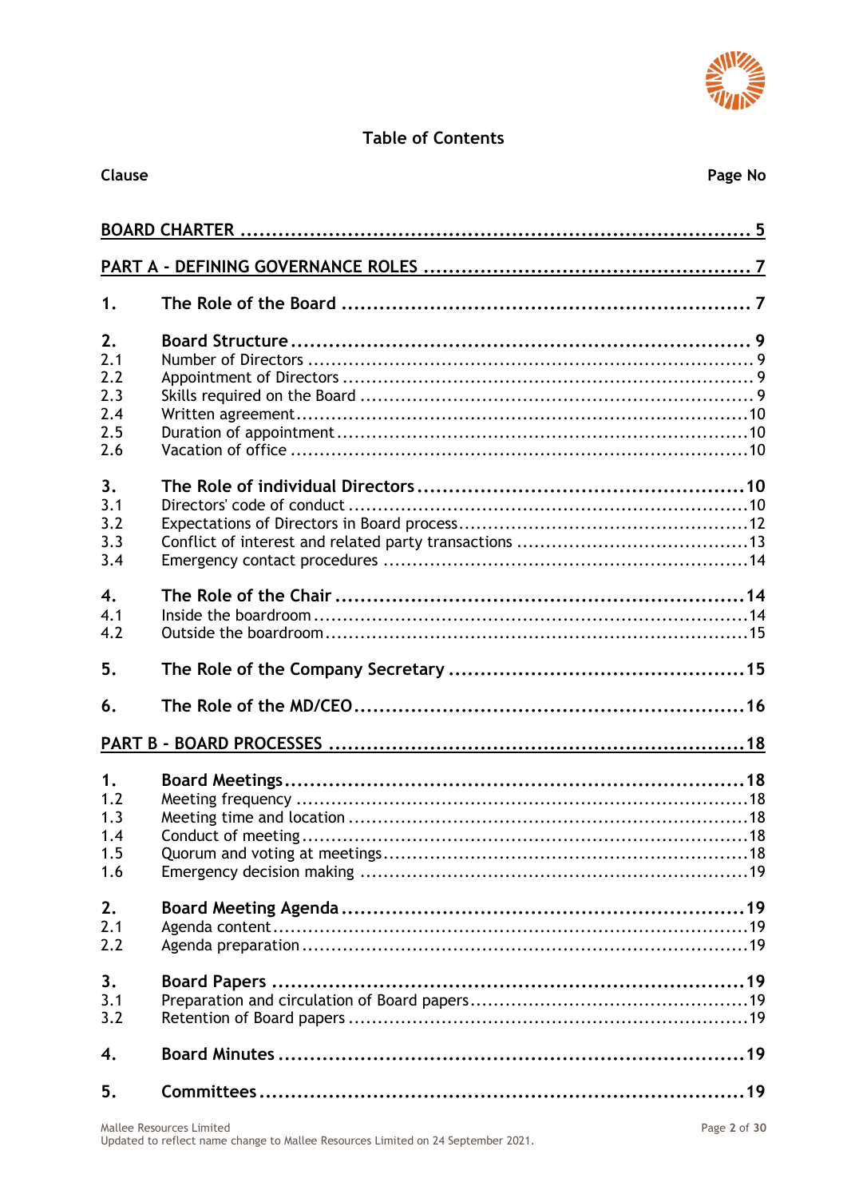# Table of Contents

| Clause | | Page No |
|---|---|---|
| **BOARD CHARTER** | | **5** |
| **PART A - DEFINING GOVERNANCE ROLES** | | **7** |
| **1.** | **The Role of the Board** | **7** |
| **2.** | **Board Structure** | **9** |
| 2.1 | Number of Directors | 9 |
| 2.2 | Appointment of Directors | 9 |
| 2.3 | Skills required on the Board | 9 |
| 2.4 | Written agreement | 10 |
| 2.5 | Duration of appointment | 10 |
| 2.6 | Vacation of office | 10 |
| **3.** | **The Role of individual Directors** | **10** |
| 3.1 | Directors' code of conduct | 10 |
| 3.2 | Expectations of Directors in Board process | 12 |
| 3.3 | Conflict of interest and related party transactions | 13 |
| 3.4 | Emergency contact procedures | 14 |
| **4.** | **The Role of the Chair** | **14** |
| 4.1 | Inside the boardroom | 14 |
| 4.2 | Outside the boardroom | 15 |
| **5.** | **The Role of the Company Secretary** | **15** |
| **6.** | **The Role of the MD/CEO** | **16** |
| **PART B - BOARD PROCESSES** | | **18** |
| **1.** | **Board Meetings** | **18** |
| 1.2 | Meeting frequency | 18 |
| 1.3 | Meeting time and location | 18 |
| 1.4 | Conduct of meeting | 18 |
| 1.5 | Quorum and voting at meetings | 18 |
| 1.6 | Emergency decision making | 19 |
| **2.** | **Board Meeting Agenda** | **19** |
| 2.1 | Agenda content | 19 |
| 2.2 | Agenda preparation | 19 |
| **3.** | **Board Papers** | **19** |
| 3.1 | Preparation and circulation of Board papers | 19 |
| 3.2 | Retention of Board papers | 19 |
| **4.** | **Board Minutes** | **19** |
| **5.** | **Committees** | **19** |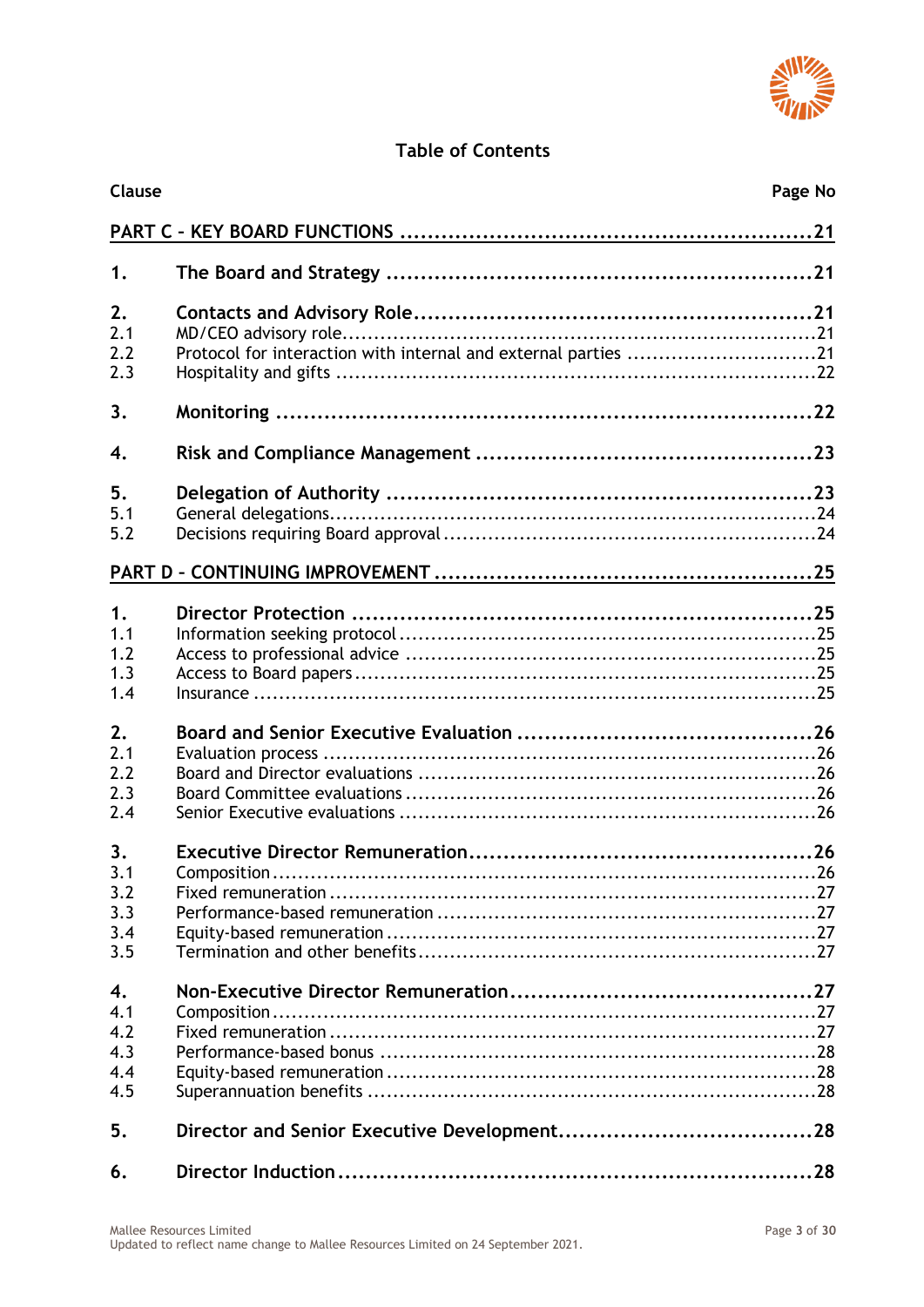## Table of Contents

| Clause | | Page No |
|---|---|---|
| **PART C – KEY BOARD FUNCTIONS** | | **21** |
| **1.** | **The Board and Strategy** | **21** |
| **2.** | **Contacts and Advisory Role** | **21** |
| 2.1 | MD/CEO advisory role | 21 |
| 2.2 | Protocol for interaction with internal and external parties | 21 |
| 2.3 | Hospitality and gifts | 22 |
| **3.** | **Monitoring** | **22** |
| **4.** | **Risk and Compliance Management** | **23** |
| **5.** | **Delegation of Authority** | **23** |
| 5.1 | General delegations | 24 |
| 5.2 | Decisions requiring Board approval | 24 |
| **PART D – CONTINUING IMPROVEMENT** | | **25** |
| **1.** | **Director Protection** | **25** |
| 1.1 | Information seeking protocol | 25 |
| 1.2 | Access to professional advice | 25 |
| 1.3 | Access to Board papers | 25 |
| 1.4 | Insurance | 25 |
| **2.** | **Board and Senior Executive Evaluation** | **26** |
| 2.1 | Evaluation process | 26 |
| 2.2 | Board and Director evaluations | 26 |
| 2.3 | Board Committee evaluations | 26 |
| 2.4 | Senior Executive evaluations | 26 |
| **3.** | **Executive Director Remuneration** | **26** |
| 3.1 | Composition | 26 |
| 3.2 | Fixed remuneration | 27 |
| 3.3 | Performance-based remuneration | 27 |
| 3.4 | Equity-based remuneration | 27 |
| 3.5 | Termination and other benefits | 27 |
| **4.** | **Non-Executive Director Remuneration** | **27** |
| 4.1 | Composition | 27 |
| 4.2 | Fixed remuneration | 27 |
| 4.3 | Performance-based bonus | 28 |
| 4.4 | Equity-based remuneration | 28 |
| 4.5 | Superannuation benefits | 28 |
| **5.** | **Director and Senior Executive Development** | **28** |
| **6.** | **Director Induction** | **28** |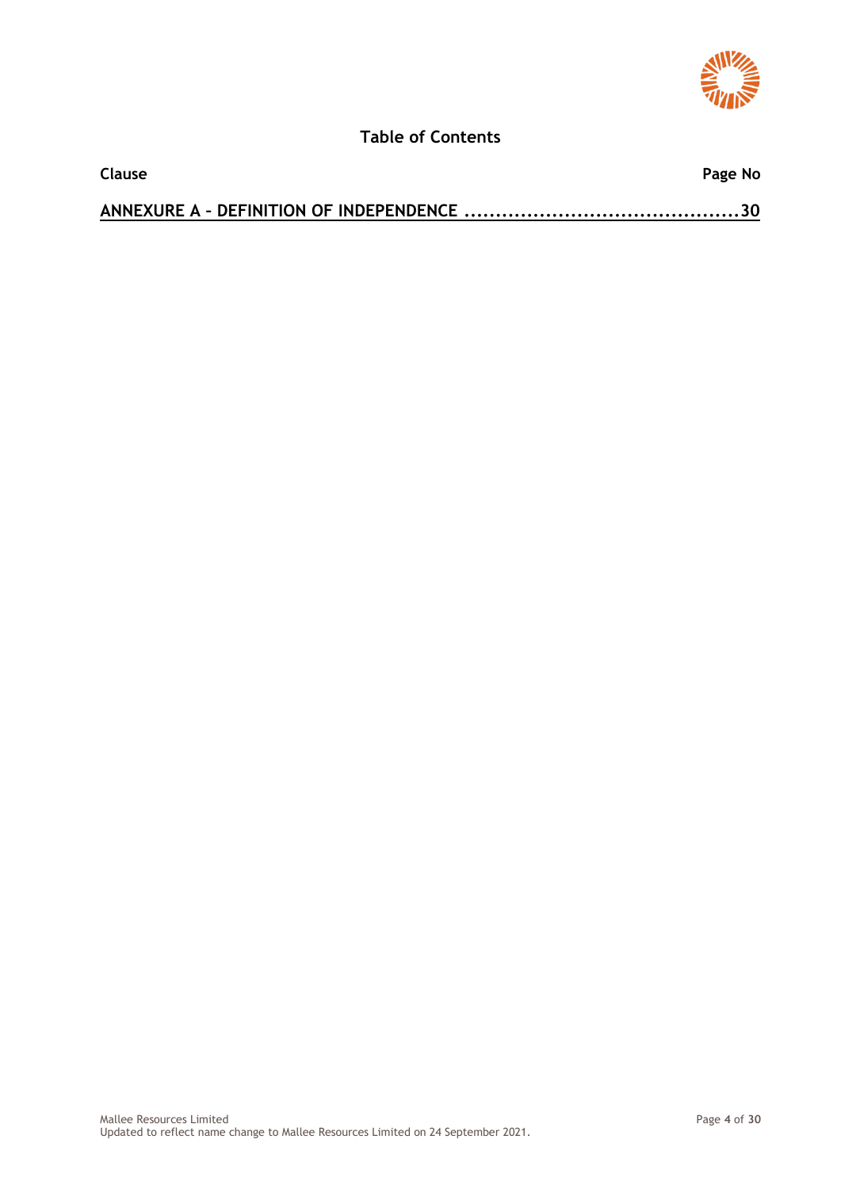## Table of Contents

| Clause | Page No |
|---|---|
| ANNEXURE A – DEFINITION OF INDEPENDENCE | 30 |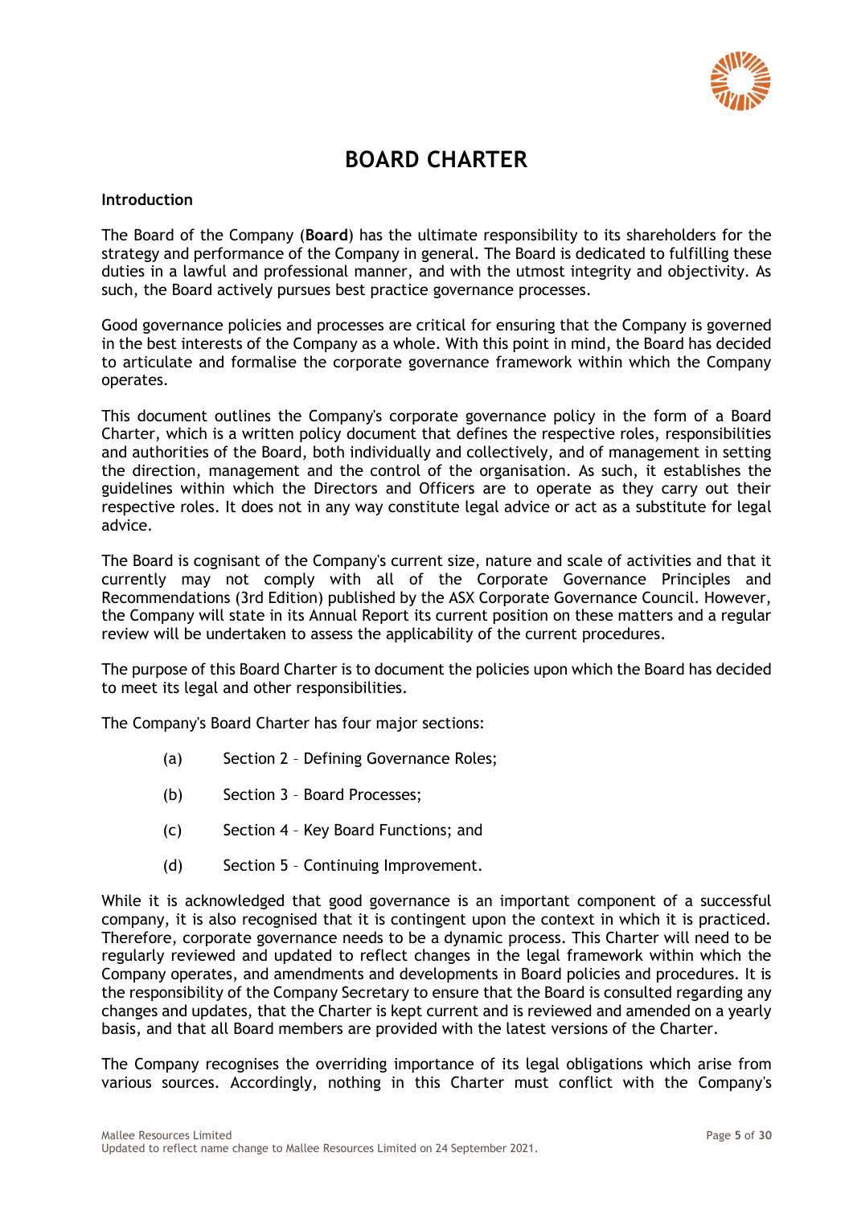# BOARD CHARTER

**Introduction**

The Board of the Company (**Board**) has the ultimate responsibility to its shareholders for the strategy and performance of the Company in general. The Board is dedicated to fulfilling these duties in a lawful and professional manner, and with the utmost integrity and objectivity. As such, the Board actively pursues best practice governance processes.

Good governance policies and processes are critical for ensuring that the Company is governed in the best interests of the Company as a whole. With this point in mind, the Board has decided to articulate and formalise the corporate governance framework within which the Company operates.

This document outlines the Company's corporate governance policy in the form of a Board Charter, which is a written policy document that defines the respective roles, responsibilities and authorities of the Board, both individually and collectively, and of management in setting the direction, management and the control of the organisation. As such, it establishes the guidelines within which the Directors and Officers are to operate as they carry out their respective roles. It does not in any way constitute legal advice or act as a substitute for legal advice.

The Board is cognisant of the Company's current size, nature and scale of activities and that it currently may not comply with all of the Corporate Governance Principles and Recommendations (3rd Edition) published by the ASX Corporate Governance Council. However, the Company will state in its Annual Report its current position on these matters and a regular review will be undertaken to assess the applicability of the current procedures.

The purpose of this Board Charter is to document the policies upon which the Board has decided to meet its legal and other responsibilities.

The Company's Board Charter has four major sections:

(a) Section 2 – Defining Governance Roles;

(b) Section 3 – Board Processes;

(c) Section 4 – Key Board Functions; and

(d) Section 5 – Continuing Improvement.

While it is acknowledged that good governance is an important component of a successful company, it is also recognised that it is contingent upon the context in which it is practiced. Therefore, corporate governance needs to be a dynamic process. This Charter will need to be regularly reviewed and updated to reflect changes in the legal framework within which the Company operates, and amendments and developments in Board policies and procedures. It is the responsibility of the Company Secretary to ensure that the Board is consulted regarding any changes and updates, that the Charter is kept current and is reviewed and amended on a yearly basis, and that all Board members are provided with the latest versions of the Charter.

The Company recognises the overriding importance of its legal obligations which arise from various sources. Accordingly, nothing in this Charter must conflict with the Company's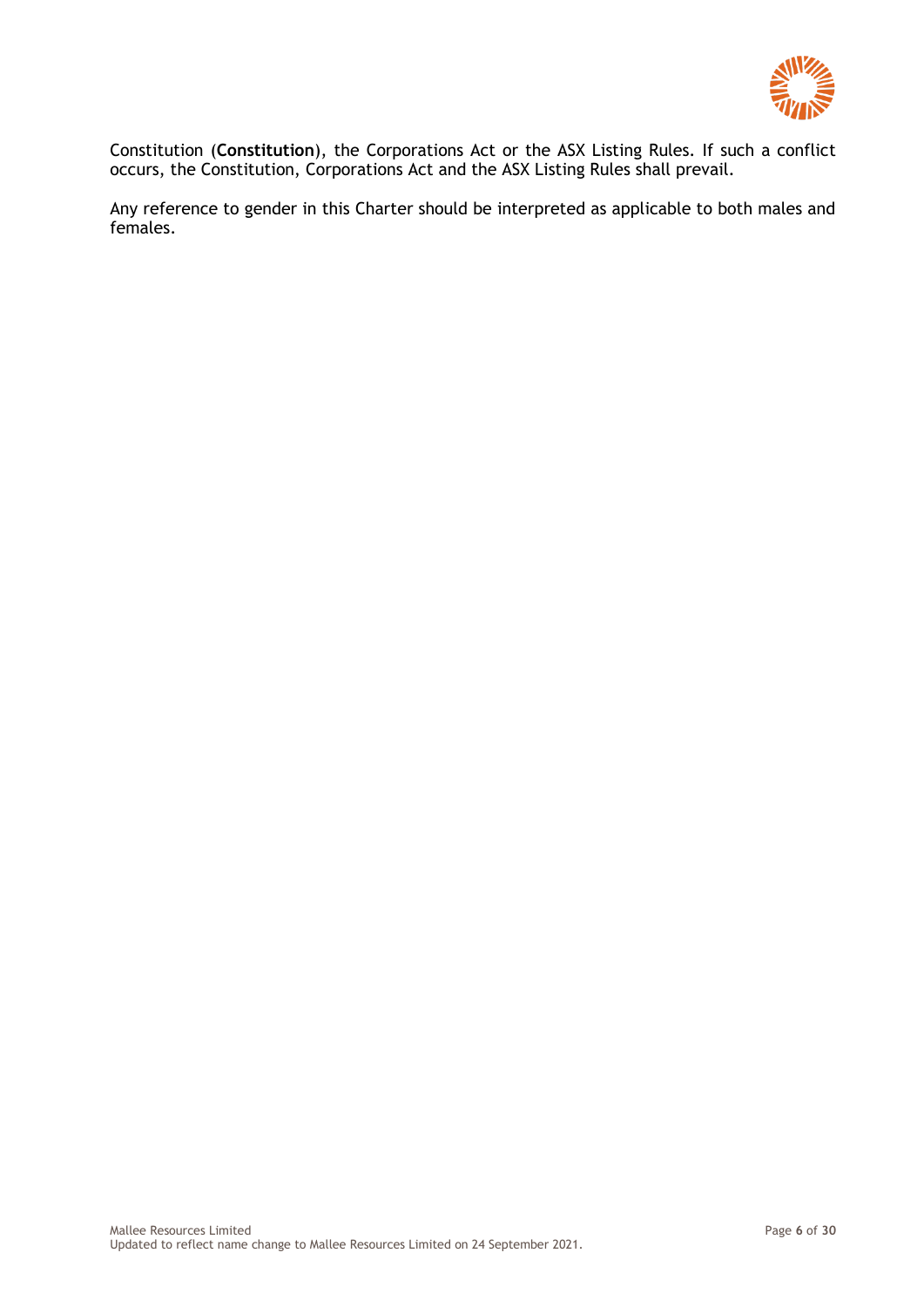Constitution (**Constitution**), the Corporations Act or the ASX Listing Rules. If such a conflict occurs, the Constitution, Corporations Act and the ASX Listing Rules shall prevail.

Any reference to gender in this Charter should be interpreted as applicable to both males and females.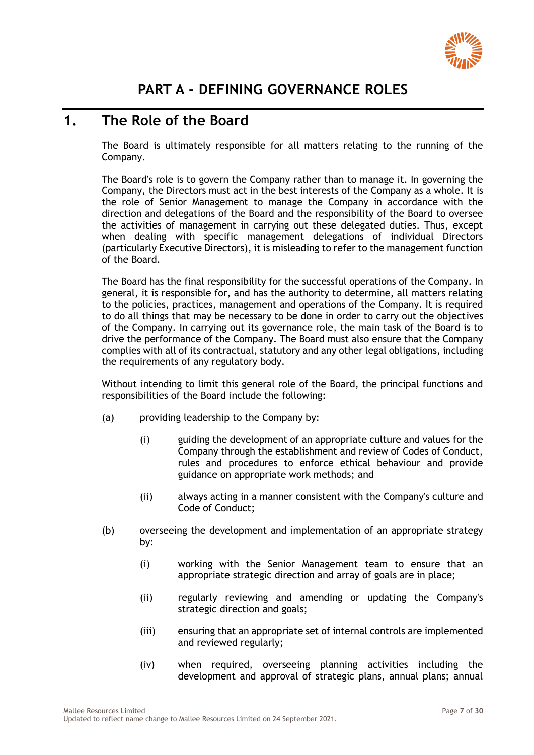# PART A - DEFINING GOVERNANCE ROLES

## 1. The Role of the Board

The Board is ultimately responsible for all matters relating to the running of the Company.

The Board's role is to govern the Company rather than to manage it. In governing the Company, the Directors must act in the best interests of the Company as a whole. It is the role of Senior Management to manage the Company in accordance with the direction and delegations of the Board and the responsibility of the Board to oversee the activities of management in carrying out these delegated duties. Thus, except when dealing with specific management delegations of individual Directors (particularly Executive Directors), it is misleading to refer to the management function of the Board.

The Board has the final responsibility for the successful operations of the Company. In general, it is responsible for, and has the authority to determine, all matters relating to the policies, practices, management and operations of the Company. It is required to do all things that may be necessary to be done in order to carry out the objectives of the Company. In carrying out its governance role, the main task of the Board is to drive the performance of the Company. The Board must also ensure that the Company complies with all of its contractual, statutory and any other legal obligations, including the requirements of any regulatory body.

Without intending to limit this general role of the Board, the principal functions and responsibilities of the Board include the following:

(a) providing leadership to the Company by:

 (i) guiding the development of an appropriate culture and values for the Company through the establishment and review of Codes of Conduct, rules and procedures to enforce ethical behaviour and provide guidance on appropriate work methods; and

 (ii) always acting in a manner consistent with the Company's culture and Code of Conduct;

(b) overseeing the development and implementation of an appropriate strategy by:

 (i) working with the Senior Management team to ensure that an appropriate strategic direction and array of goals are in place;

 (ii) regularly reviewing and amending or updating the Company's strategic direction and goals;

 (iii) ensuring that an appropriate set of internal controls are implemented and reviewed regularly;

 (iv) when required, overseeing planning activities including the development and approval of strategic plans, annual plans; annual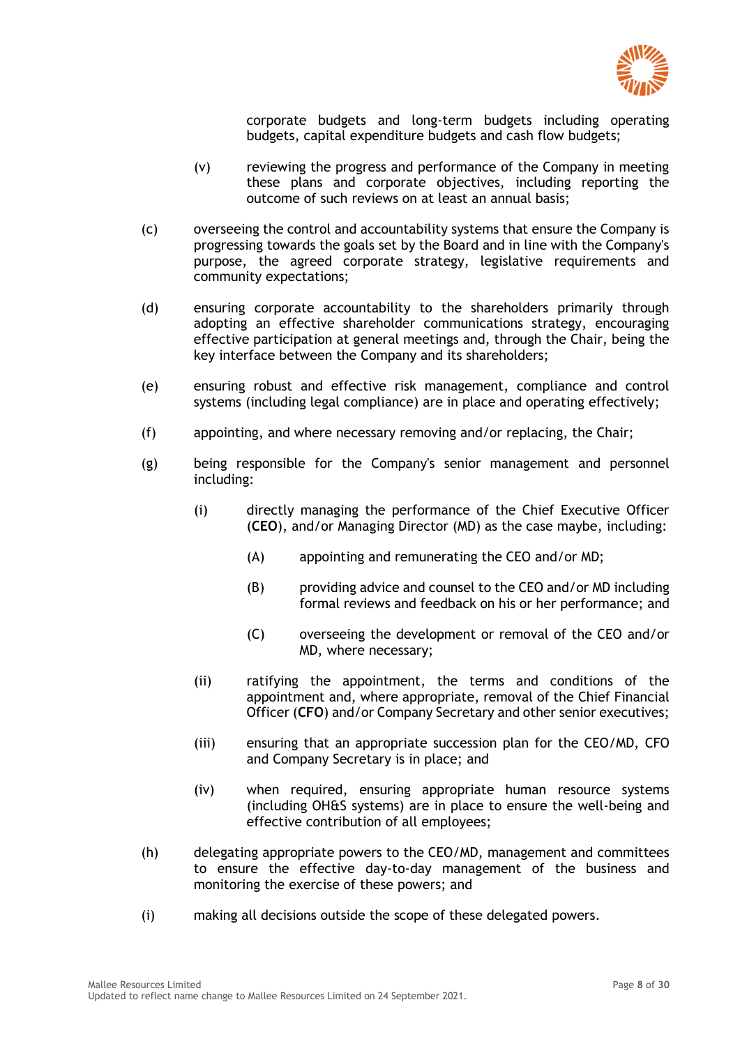corporate budgets and long-term budgets including operating budgets, capital expenditure budgets and cash flow budgets;

(v) reviewing the progress and performance of the Company in meeting these plans and corporate objectives, including reporting the outcome of such reviews on at least an annual basis;

(c) overseeing the control and accountability systems that ensure the Company is progressing towards the goals set by the Board and in line with the Company's purpose, the agreed corporate strategy, legislative requirements and community expectations;

(d) ensuring corporate accountability to the shareholders primarily through adopting an effective shareholder communications strategy, encouraging effective participation at general meetings and, through the Chair, being the key interface between the Company and its shareholders;

(e) ensuring robust and effective risk management, compliance and control systems (including legal compliance) are in place and operating effectively;

(f) appointing, and where necessary removing and/or replacing, the Chair;

(g) being responsible for the Company's senior management and personnel including:

(i) directly managing the performance of the Chief Executive Officer (**CEO**), and/or Managing Director (MD) as the case maybe, including:

(A) appointing and remunerating the CEO and/or MD;

(B) providing advice and counsel to the CEO and/or MD including formal reviews and feedback on his or her performance; and

(C) overseeing the development or removal of the CEO and/or MD, where necessary;

(ii) ratifying the appointment, the terms and conditions of the appointment and, where appropriate, removal of the Chief Financial Officer (**CFO**) and/or Company Secretary and other senior executives;

(iii) ensuring that an appropriate succession plan for the CEO/MD, CFO and Company Secretary is in place; and

(iv) when required, ensuring appropriate human resource systems (including OH&S systems) are in place to ensure the well-being and effective contribution of all employees;

(h) delegating appropriate powers to the CEO/MD, management and committees to ensure the effective day-to-day management of the business and monitoring the exercise of these powers; and

(i) making all decisions outside the scope of these delegated powers.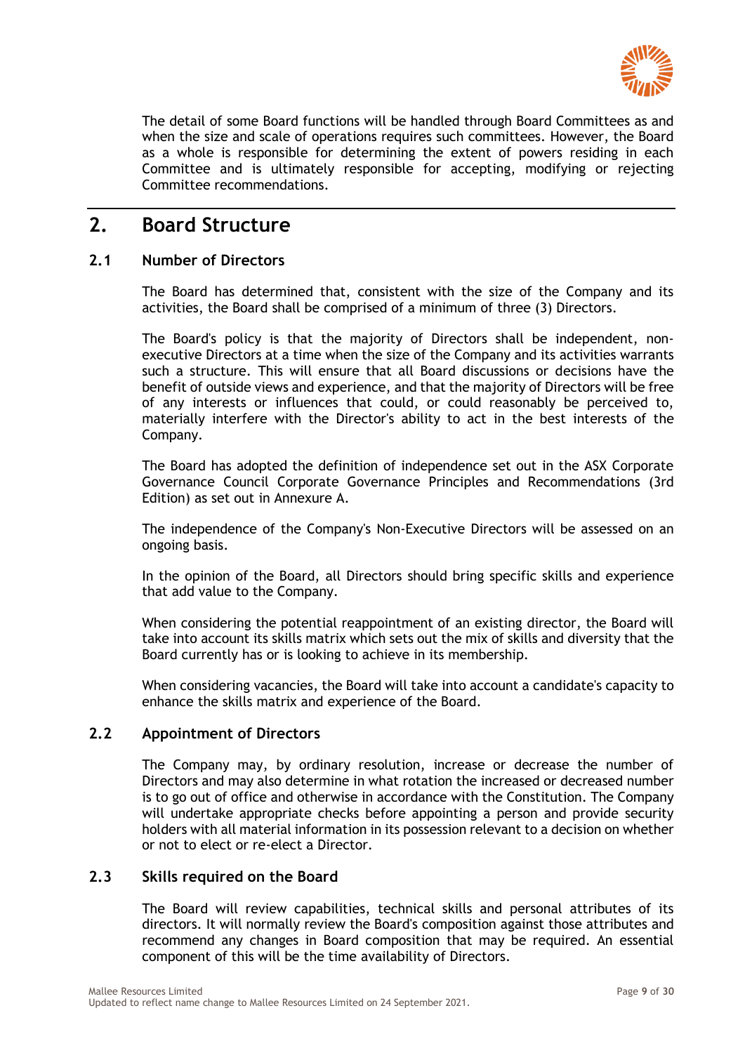The detail of some Board functions will be handled through Board Committees as and when the size and scale of operations requires such committees. However, the Board as a whole is responsible for determining the extent of powers residing in each Committee and is ultimately responsible for accepting, modifying or rejecting Committee recommendations.

# 2. Board Structure

## 2.1 Number of Directors

The Board has determined that, consistent with the size of the Company and its activities, the Board shall be comprised of a minimum of three (3) Directors.

The Board's policy is that the majority of Directors shall be independent, non-executive Directors at a time when the size of the Company and its activities warrants such a structure. This will ensure that all Board discussions or decisions have the benefit of outside views and experience, and that the majority of Directors will be free of any interests or influences that could, or could reasonably be perceived to, materially interfere with the Director's ability to act in the best interests of the Company.

The Board has adopted the definition of independence set out in the ASX Corporate Governance Council Corporate Governance Principles and Recommendations (3rd Edition) as set out in Annexure A.

The independence of the Company's Non-Executive Directors will be assessed on an ongoing basis.

In the opinion of the Board, all Directors should bring specific skills and experience that add value to the Company.

When considering the potential reappointment of an existing director, the Board will take into account its skills matrix which sets out the mix of skills and diversity that the Board currently has or is looking to achieve in its membership.

When considering vacancies, the Board will take into account a candidate's capacity to enhance the skills matrix and experience of the Board.

## 2.2 Appointment of Directors

The Company may, by ordinary resolution, increase or decrease the number of Directors and may also determine in what rotation the increased or decreased number is to go out of office and otherwise in accordance with the Constitution. The Company will undertake appropriate checks before appointing a person and provide security holders with all material information in its possession relevant to a decision on whether or not to elect or re-elect a Director.

## 2.3 Skills required on the Board

The Board will review capabilities, technical skills and personal attributes of its directors. It will normally review the Board's composition against those attributes and recommend any changes in Board composition that may be required. An essential component of this will be the time availability of Directors.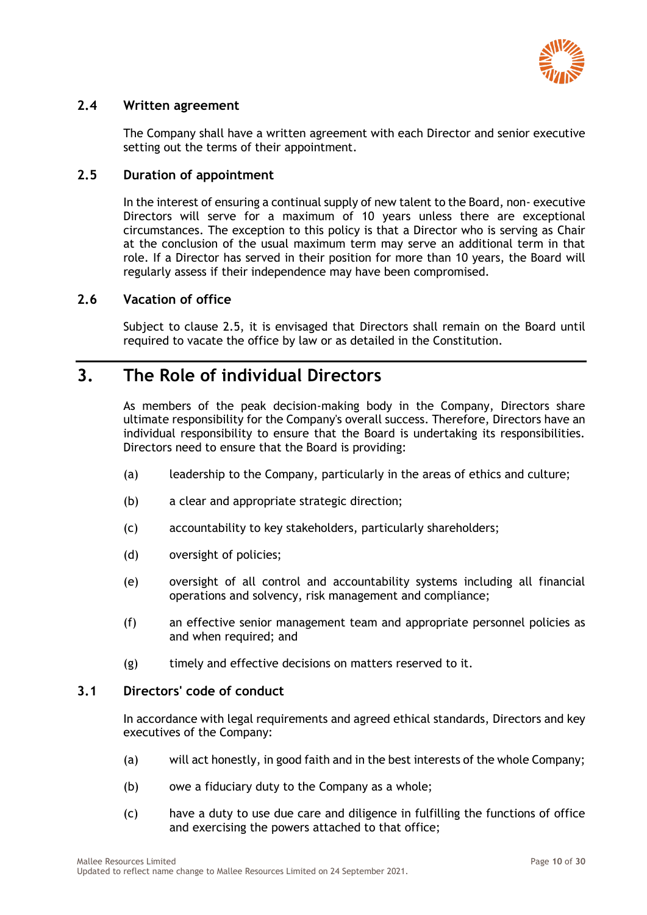### 2.4 Written agreement

The Company shall have a written agreement with each Director and senior executive setting out the terms of their appointment.

### 2.5 Duration of appointment

In the interest of ensuring a continual supply of new talent to the Board, non- executive Directors will serve for a maximum of 10 years unless there are exceptional circumstances. The exception to this policy is that a Director who is serving as Chair at the conclusion of the usual maximum term may serve an additional term in that role. If a Director has served in their position for more than 10 years, the Board will regularly assess if their independence may have been compromised.

### 2.6 Vacation of office

Subject to clause 2.5, it is envisaged that Directors shall remain on the Board until required to vacate the office by law or as detailed in the Constitution.

## 3. The Role of individual Directors

As members of the peak decision-making body in the Company, Directors share ultimate responsibility for the Company's overall success. Therefore, Directors have an individual responsibility to ensure that the Board is undertaking its responsibilities. Directors need to ensure that the Board is providing:

(a) leadership to the Company, particularly in the areas of ethics and culture;

(b) a clear and appropriate strategic direction;

(c) accountability to key stakeholders, particularly shareholders;

(d) oversight of policies;

(e) oversight of all control and accountability systems including all financial operations and solvency, risk management and compliance;

(f) an effective senior management team and appropriate personnel policies as and when required; and

(g) timely and effective decisions on matters reserved to it.

### 3.1 Directors' code of conduct

In accordance with legal requirements and agreed ethical standards, Directors and key executives of the Company:

(a) will act honestly, in good faith and in the best interests of the whole Company;

(b) owe a fiduciary duty to the Company as a whole;

(c) have a duty to use due care and diligence in fulfilling the functions of office and exercising the powers attached to that office;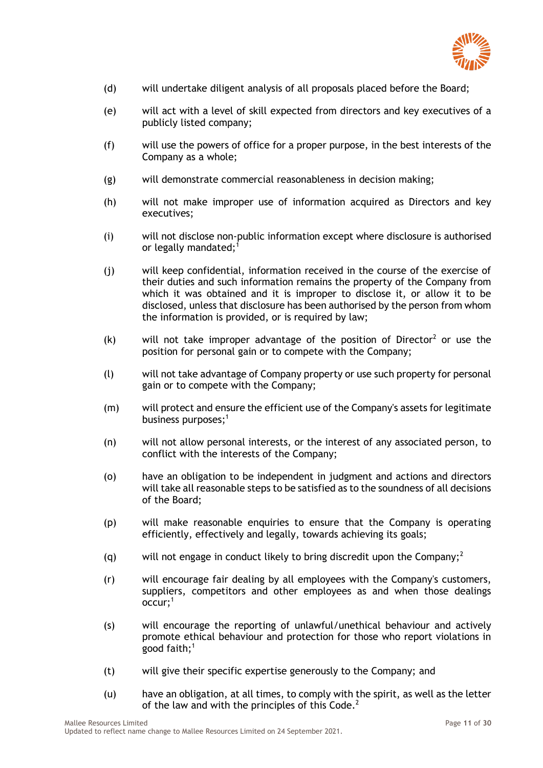(d) will undertake diligent analysis of all proposals placed before the Board;

(e) will act with a level of skill expected from directors and key executives of a publicly listed company;

(f) will use the powers of office for a proper purpose, in the best interests of the Company as a whole;

(g) will demonstrate commercial reasonableness in decision making;

(h) will not make improper use of information acquired as Directors and key executives;

(i) will not disclose non-public information except where disclosure is authorised or legally mandated;[1]

(j) will keep confidential, information received in the course of the exercise of their duties and such information remains the property of the Company from which it was obtained and it is improper to disclose it, or allow it to be disclosed, unless that disclosure has been authorised by the person from whom the information is provided, or is required by law;

(k) will not take improper advantage of the position of Director[2] or use the position for personal gain or to compete with the Company;

(l) will not take advantage of Company property or use such property for personal gain or to compete with the Company;

(m) will protect and ensure the efficient use of the Company's assets for legitimate business purposes;[1]

(n) will not allow personal interests, or the interest of any associated person, to conflict with the interests of the Company;

(o) have an obligation to be independent in judgment and actions and directors will take all reasonable steps to be satisfied as to the soundness of all decisions of the Board;

(p) will make reasonable enquiries to ensure that the Company is operating efficiently, effectively and legally, towards achieving its goals;

(q) will not engage in conduct likely to bring discredit upon the Company;[2]

(r) will encourage fair dealing by all employees with the Company's customers, suppliers, competitors and other employees as and when those dealings occur;[1]

(s) will encourage the reporting of unlawful/unethical behaviour and actively promote ethical behaviour and protection for those who report violations in good faith;[1]

(t) will give their specific expertise generously to the Company; and

(u) have an obligation, at all times, to comply with the spirit, as well as the letter of the law and with the principles of this Code.[2]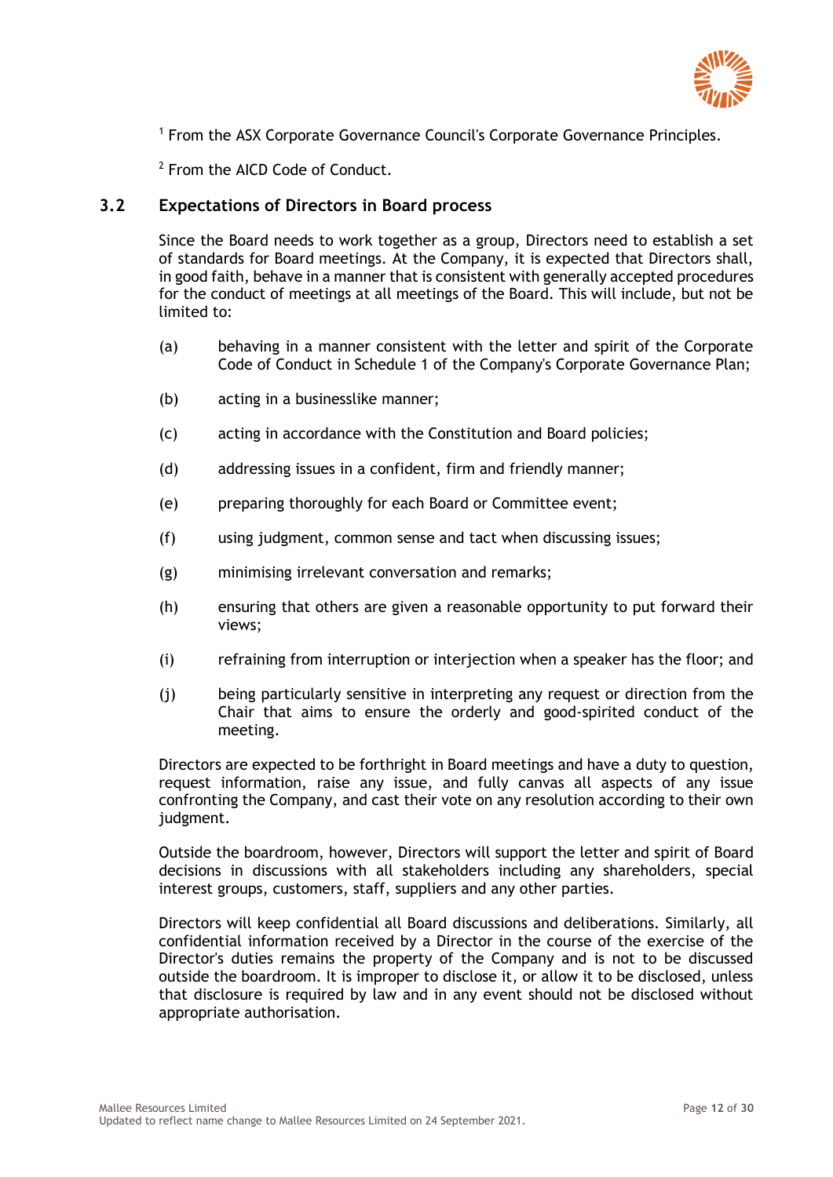[1] From the ASX Corporate Governance Council's Corporate Governance Principles.

[2] From the AICD Code of Conduct.

### 3.2 Expectations of Directors in Board process

Since the Board needs to work together as a group, Directors need to establish a set of standards for Board meetings. At the Company, it is expected that Directors shall, in good faith, behave in a manner that is consistent with generally accepted procedures for the conduct of meetings at all meetings of the Board. This will include, but not be limited to:

(a) behaving in a manner consistent with the letter and spirit of the Corporate Code of Conduct in Schedule 1 of the Company's Corporate Governance Plan;

(b) acting in a businesslike manner;

(c) acting in accordance with the Constitution and Board policies;

(d) addressing issues in a confident, firm and friendly manner;

(e) preparing thoroughly for each Board or Committee event;

(f) using judgment, common sense and tact when discussing issues;

(g) minimising irrelevant conversation and remarks;

(h) ensuring that others are given a reasonable opportunity to put forward their views;

(i) refraining from interruption or interjection when a speaker has the floor; and

(j) being particularly sensitive in interpreting any request or direction from the Chair that aims to ensure the orderly and good-spirited conduct of the meeting.

Directors are expected to be forthright in Board meetings and have a duty to question, request information, raise any issue, and fully canvas all aspects of any issue confronting the Company, and cast their vote on any resolution according to their own judgment.

Outside the boardroom, however, Directors will support the letter and spirit of Board decisions in discussions with all stakeholders including any shareholders, special interest groups, customers, staff, suppliers and any other parties.

Directors will keep confidential all Board discussions and deliberations. Similarly, all confidential information received by a Director in the course of the exercise of the Director's duties remains the property of the Company and is not to be discussed outside the boardroom. It is improper to disclose it, or allow it to be disclosed, unless that disclosure is required by law and in any event should not be disclosed without appropriate authorisation.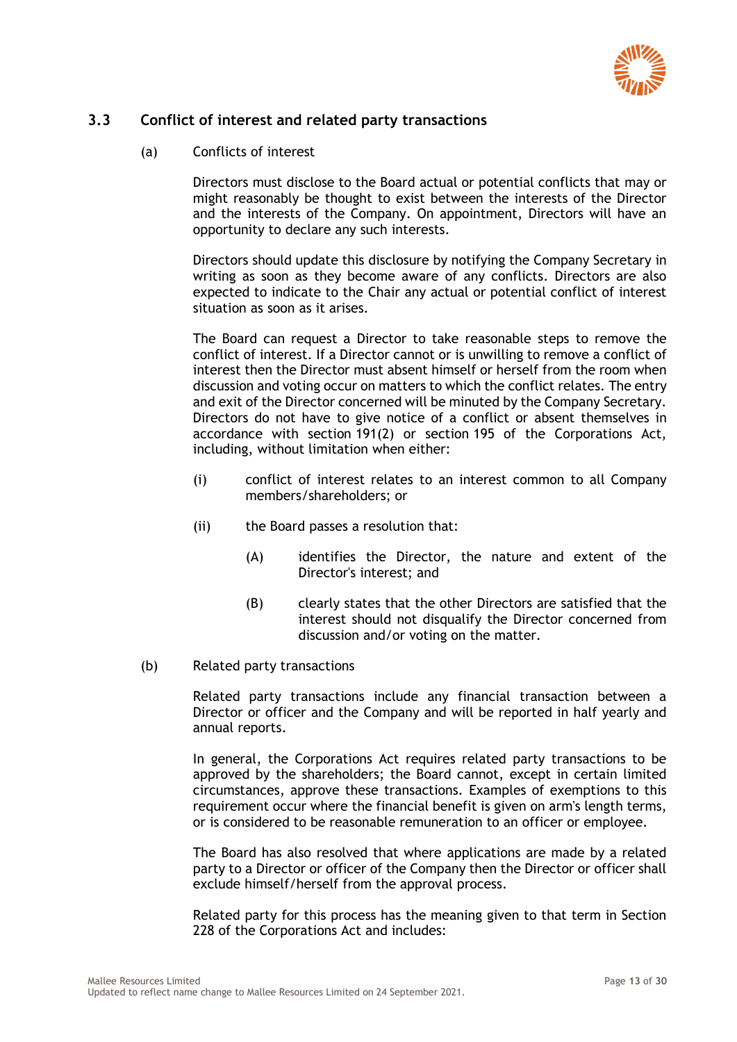### 3.3 Conflict of interest and related party transactions

(a) Conflicts of interest

Directors must disclose to the Board actual or potential conflicts that may or might reasonably be thought to exist between the interests of the Director and the interests of the Company. On appointment, Directors will have an opportunity to declare any such interests.

Directors should update this disclosure by notifying the Company Secretary in writing as soon as they become aware of any conflicts. Directors are also expected to indicate to the Chair any actual or potential conflict of interest situation as soon as it arises.

The Board can request a Director to take reasonable steps to remove the conflict of interest. If a Director cannot or is unwilling to remove a conflict of interest then the Director must absent himself or herself from the room when discussion and voting occur on matters to which the conflict relates. The entry and exit of the Director concerned will be minuted by the Company Secretary. Directors do not have to give notice of a conflict or absent themselves in accordance with section 191(2) or section 195 of the Corporations Act, including, without limitation when either:

(i) conflict of interest relates to an interest common to all Company members/shareholders; or

(ii) the Board passes a resolution that:

(A) identifies the Director, the nature and extent of the Director's interest; and

(B) clearly states that the other Directors are satisfied that the interest should not disqualify the Director concerned from discussion and/or voting on the matter.

(b) Related party transactions

Related party transactions include any financial transaction between a Director or officer and the Company and will be reported in half yearly and annual reports.

In general, the Corporations Act requires related party transactions to be approved by the shareholders; the Board cannot, except in certain limited circumstances, approve these transactions. Examples of exemptions to this requirement occur where the financial benefit is given on arm's length terms, or is considered to be reasonable remuneration to an officer or employee.

The Board has also resolved that where applications are made by a related party to a Director or officer of the Company then the Director or officer shall exclude himself/herself from the approval process.

Related party for this process has the meaning given to that term in Section 228 of the Corporations Act and includes: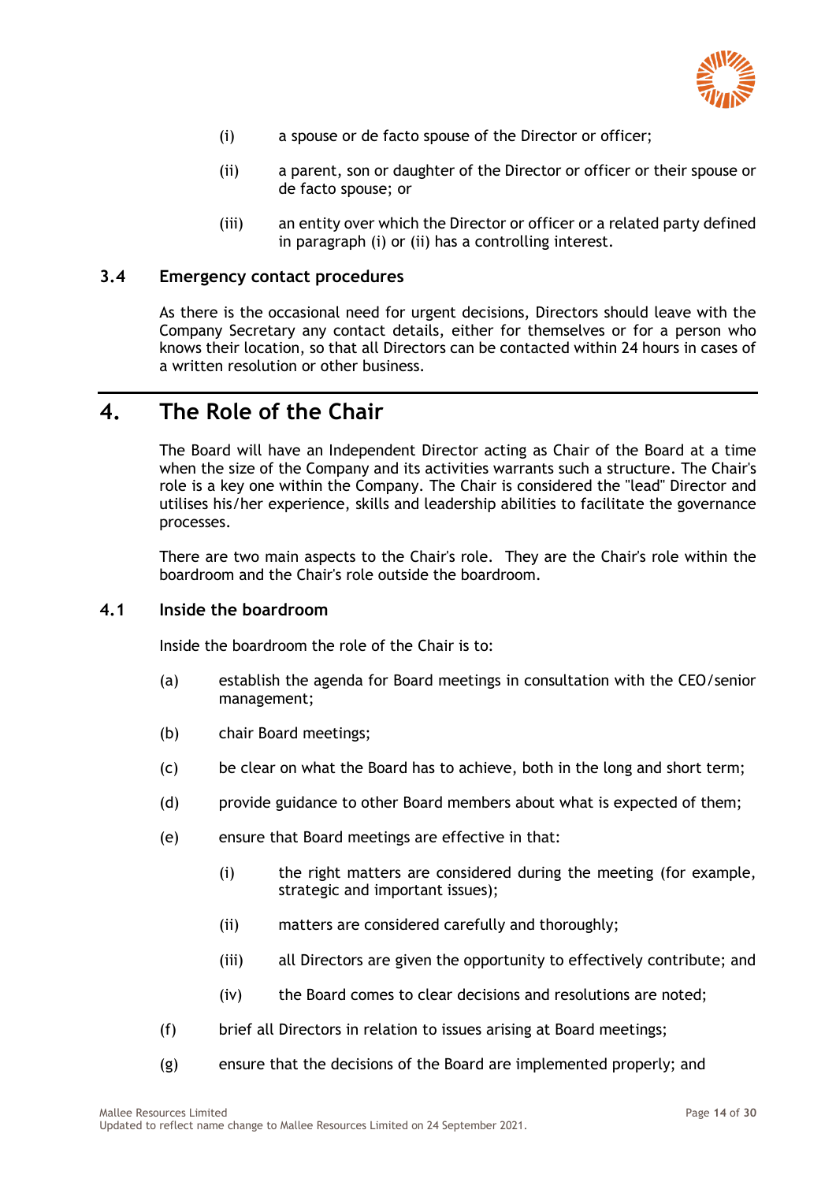(i) a spouse or de facto spouse of the Director or officer;

(ii) a parent, son or daughter of the Director or officer or their spouse or de facto spouse; or

(iii) an entity over which the Director or officer or a related party defined in paragraph (i) or (ii) has a controlling interest.

### 3.4 Emergency contact procedures

As there is the occasional need for urgent decisions, Directors should leave with the Company Secretary any contact details, either for themselves or for a person who knows their location, so that all Directors can be contacted within 24 hours in cases of a written resolution or other business.

## 4. The Role of the Chair

The Board will have an Independent Director acting as Chair of the Board at a time when the size of the Company and its activities warrants such a structure. The Chair's role is a key one within the Company. The Chair is considered the "lead" Director and utilises his/her experience, skills and leadership abilities to facilitate the governance processes.

There are two main aspects to the Chair's role. They are the Chair's role within the boardroom and the Chair's role outside the boardroom.

### 4.1 Inside the boardroom

Inside the boardroom the role of the Chair is to:

(a) establish the agenda for Board meetings in consultation with the CEO/senior management;

(b) chair Board meetings;

(c) be clear on what the Board has to achieve, both in the long and short term;

(d) provide guidance to other Board members about what is expected of them;

(e) ensure that Board meetings are effective in that:

(i) the right matters are considered during the meeting (for example, strategic and important issues);

(ii) matters are considered carefully and thoroughly;

(iii) all Directors are given the opportunity to effectively contribute; and

(iv) the Board comes to clear decisions and resolutions are noted;

(f) brief all Directors in relation to issues arising at Board meetings;

(g) ensure that the decisions of the Board are implemented properly; and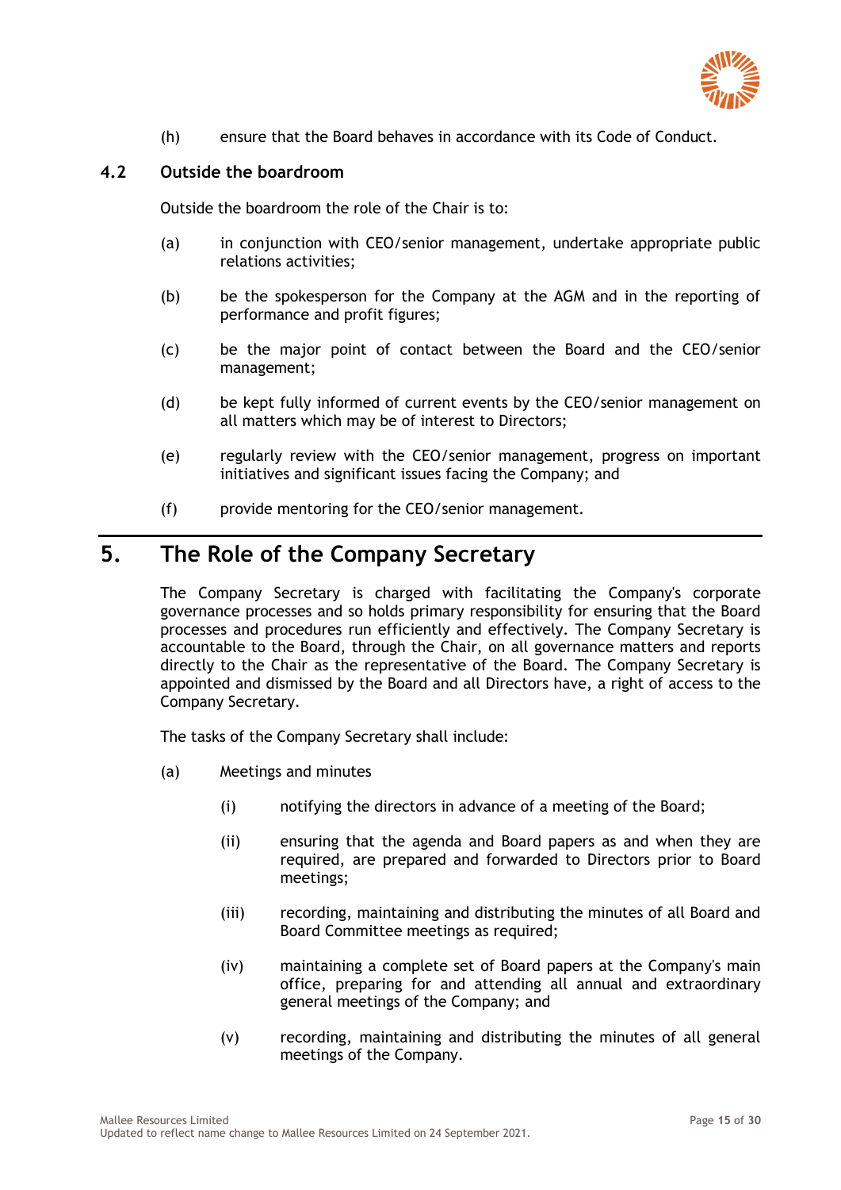(h) ensure that the Board behaves in accordance with its Code of Conduct.

### 4.2 Outside the boardroom

Outside the boardroom the role of the Chair is to:

(a) in conjunction with CEO/senior management, undertake appropriate public relations activities;

(b) be the spokesperson for the Company at the AGM and in the reporting of performance and profit figures;

(c) be the major point of contact between the Board and the CEO/senior management;

(d) be kept fully informed of current events by the CEO/senior management on all matters which may be of interest to Directors;

(e) regularly review with the CEO/senior management, progress on important initiatives and significant issues facing the Company; and

(f) provide mentoring for the CEO/senior management.

## 5. The Role of the Company Secretary

The Company Secretary is charged with facilitating the Company's corporate governance processes and so holds primary responsibility for ensuring that the Board processes and procedures run efficiently and effectively. The Company Secretary is accountable to the Board, through the Chair, on all governance matters and reports directly to the Chair as the representative of the Board. The Company Secretary is appointed and dismissed by the Board and all Directors have, a right of access to the Company Secretary.

The tasks of the Company Secretary shall include:

(a) Meetings and minutes

(i) notifying the directors in advance of a meeting of the Board;

(ii) ensuring that the agenda and Board papers as and when they are required, are prepared and forwarded to Directors prior to Board meetings;

(iii) recording, maintaining and distributing the minutes of all Board and Board Committee meetings as required;

(iv) maintaining a complete set of Board papers at the Company's main office, preparing for and attending all annual and extraordinary general meetings of the Company; and

(v) recording, maintaining and distributing the minutes of all general meetings of the Company.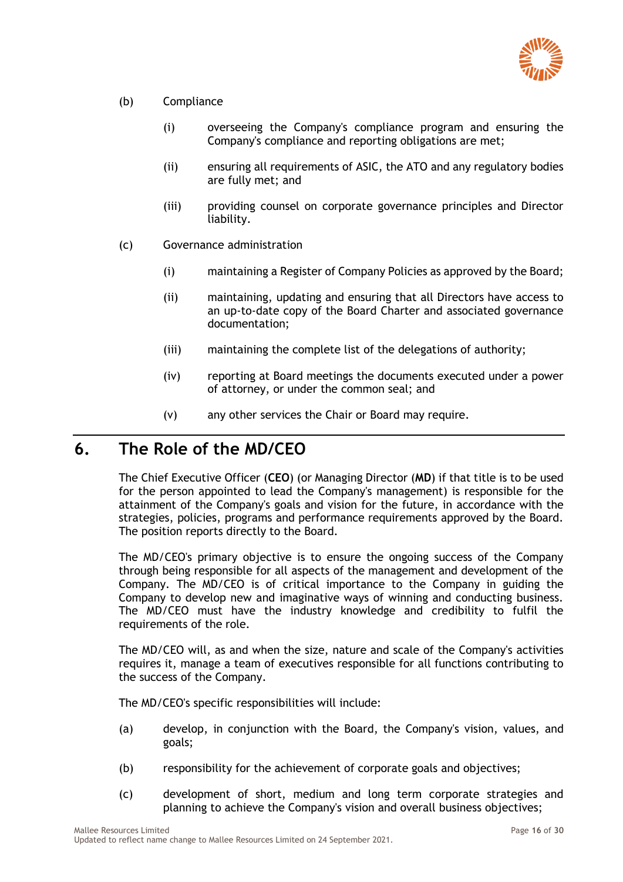(b) Compliance

(i) overseeing the Company's compliance program and ensuring the Company's compliance and reporting obligations are met;

(ii) ensuring all requirements of ASIC, the ATO and any regulatory bodies are fully met; and

(iii) providing counsel on corporate governance principles and Director liability.

(c) Governance administration

(i) maintaining a Register of Company Policies as approved by the Board;

(ii) maintaining, updating and ensuring that all Directors have access to an up-to-date copy of the Board Charter and associated governance documentation;

(iii) maintaining the complete list of the delegations of authority;

(iv) reporting at Board meetings the documents executed under a power of attorney, or under the common seal; and

(v) any other services the Chair or Board may require.

## 6. The Role of the MD/CEO

The Chief Executive Officer (**CEO**) (or Managing Director (**MD**) if that title is to be used for the person appointed to lead the Company's management) is responsible for the attainment of the Company's goals and vision for the future, in accordance with the strategies, policies, programs and performance requirements approved by the Board. The position reports directly to the Board.

The MD/CEO's primary objective is to ensure the ongoing success of the Company through being responsible for all aspects of the management and development of the Company. The MD/CEO is of critical importance to the Company in guiding the Company to develop new and imaginative ways of winning and conducting business. The MD/CEO must have the industry knowledge and credibility to fulfil the requirements of the role.

The MD/CEO will, as and when the size, nature and scale of the Company's activities requires it, manage a team of executives responsible for all functions contributing to the success of the Company.

The MD/CEO's specific responsibilities will include:

(a) develop, in conjunction with the Board, the Company's vision, values, and goals;

(b) responsibility for the achievement of corporate goals and objectives;

(c) development of short, medium and long term corporate strategies and planning to achieve the Company's vision and overall business objectives;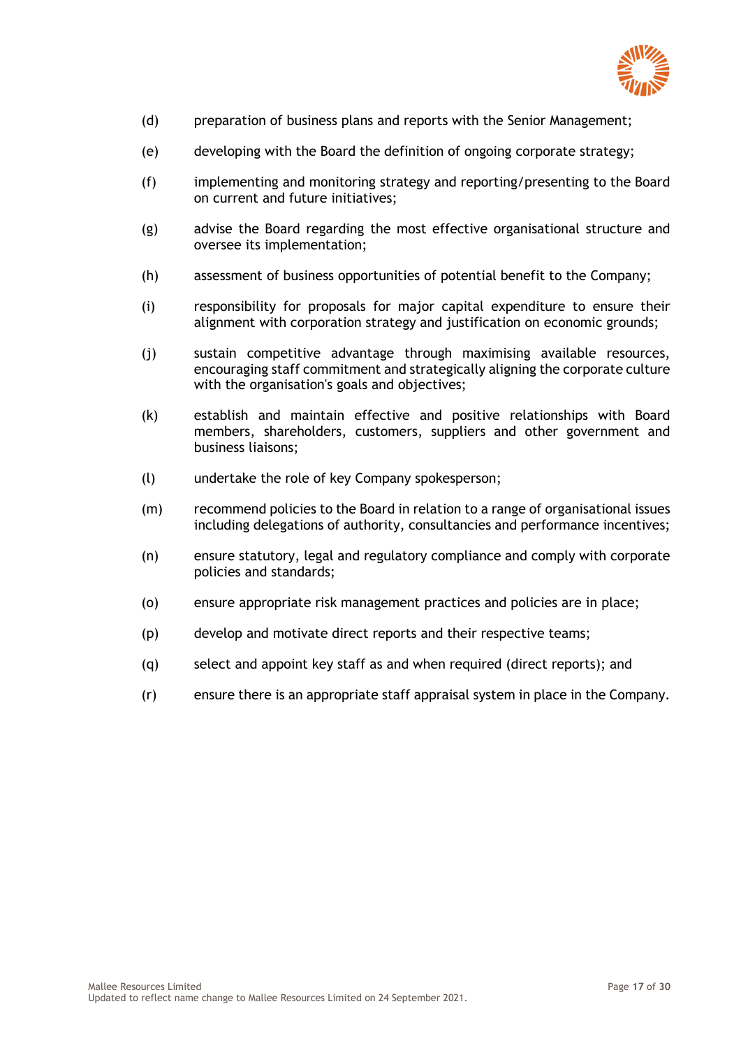(d) preparation of business plans and reports with the Senior Management;

(e) developing with the Board the definition of ongoing corporate strategy;

(f) implementing and monitoring strategy and reporting/presenting to the Board on current and future initiatives;

(g) advise the Board regarding the most effective organisational structure and oversee its implementation;

(h) assessment of business opportunities of potential benefit to the Company;

(i) responsibility for proposals for major capital expenditure to ensure their alignment with corporation strategy and justification on economic grounds;

(j) sustain competitive advantage through maximising available resources, encouraging staff commitment and strategically aligning the corporate culture with the organisation's goals and objectives;

(k) establish and maintain effective and positive relationships with Board members, shareholders, customers, suppliers and other government and business liaisons;

(l) undertake the role of key Company spokesperson;

(m) recommend policies to the Board in relation to a range of organisational issues including delegations of authority, consultancies and performance incentives;

(n) ensure statutory, legal and regulatory compliance and comply with corporate policies and standards;

(o) ensure appropriate risk management practices and policies are in place;

(p) develop and motivate direct reports and their respective teams;

(q) select and appoint key staff as and when required (direct reports); and

(r) ensure there is an appropriate staff appraisal system in place in the Company.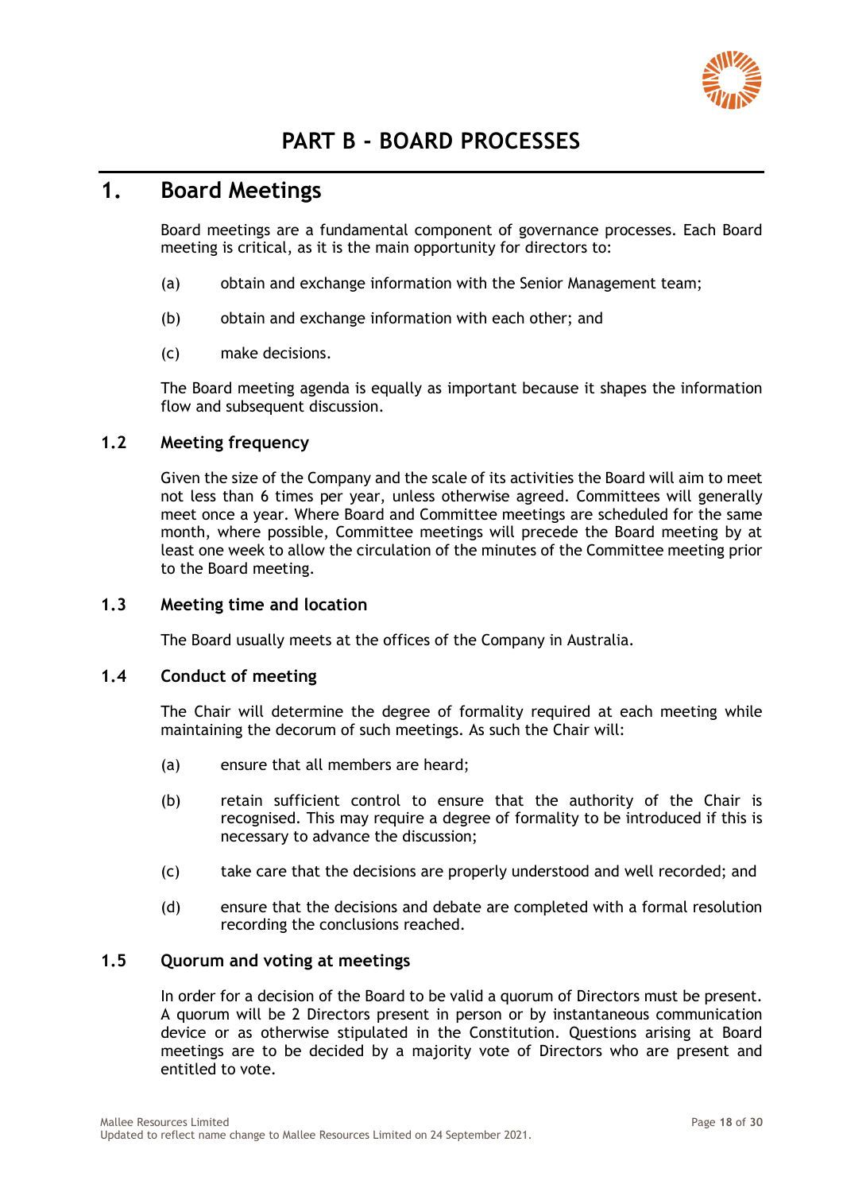# PART B - BOARD PROCESSES

## 1. Board Meetings

Board meetings are a fundamental component of governance processes. Each Board meeting is critical, as it is the main opportunity for directors to:

(a) obtain and exchange information with the Senior Management team;

(b) obtain and exchange information with each other; and

(c) make decisions.

The Board meeting agenda is equally as important because it shapes the information flow and subsequent discussion.

### 1.2 Meeting frequency

Given the size of the Company and the scale of its activities the Board will aim to meet not less than 6 times per year, unless otherwise agreed. Committees will generally meet once a year. Where Board and Committee meetings are scheduled for the same month, where possible, Committee meetings will precede the Board meeting by at least one week to allow the circulation of the minutes of the Committee meeting prior to the Board meeting.

### 1.3 Meeting time and location

The Board usually meets at the offices of the Company in Australia.

### 1.4 Conduct of meeting

The Chair will determine the degree of formality required at each meeting while maintaining the decorum of such meetings. As such the Chair will:

(a) ensure that all members are heard;

(b) retain sufficient control to ensure that the authority of the Chair is recognised. This may require a degree of formality to be introduced if this is necessary to advance the discussion;

(c) take care that the decisions are properly understood and well recorded; and

(d) ensure that the decisions and debate are completed with a formal resolution recording the conclusions reached.

### 1.5 Quorum and voting at meetings

In order for a decision of the Board to be valid a quorum of Directors must be present. A quorum will be 2 Directors present in person or by instantaneous communication device or as otherwise stipulated in the Constitution. Questions arising at Board meetings are to be decided by a majority vote of Directors who are present and entitled to vote.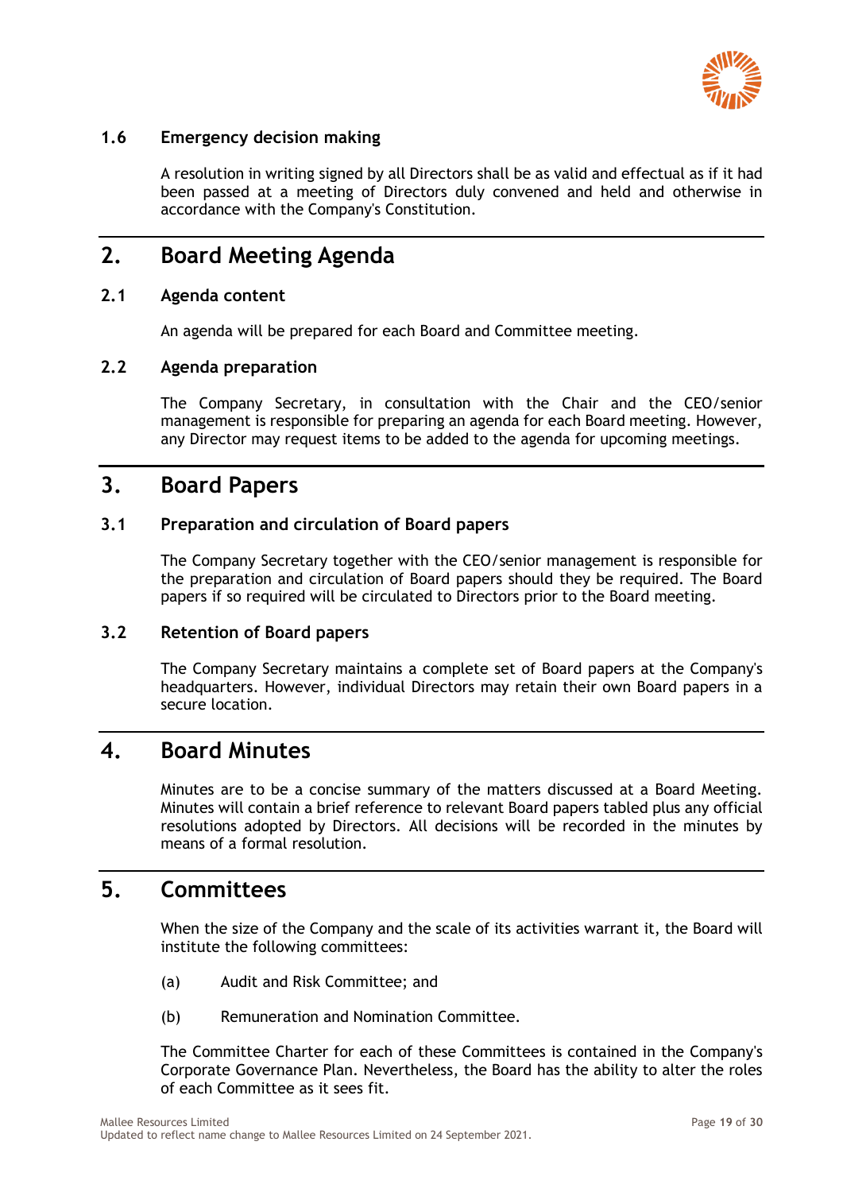### 1.6 Emergency decision making

A resolution in writing signed by all Directors shall be as valid and effectual as if it had been passed at a meeting of Directors duly convened and held and otherwise in accordance with the Company's Constitution.

## 2. Board Meeting Agenda

### 2.1 Agenda content

An agenda will be prepared for each Board and Committee meeting.

### 2.2 Agenda preparation

The Company Secretary, in consultation with the Chair and the CEO/senior management is responsible for preparing an agenda for each Board meeting. However, any Director may request items to be added to the agenda for upcoming meetings.

## 3. Board Papers

### 3.1 Preparation and circulation of Board papers

The Company Secretary together with the CEO/senior management is responsible for the preparation and circulation of Board papers should they be required. The Board papers if so required will be circulated to Directors prior to the Board meeting.

### 3.2 Retention of Board papers

The Company Secretary maintains a complete set of Board papers at the Company's headquarters. However, individual Directors may retain their own Board papers in a secure location.

## 4. Board Minutes

Minutes are to be a concise summary of the matters discussed at a Board Meeting. Minutes will contain a brief reference to relevant Board papers tabled plus any official resolutions adopted by Directors. All decisions will be recorded in the minutes by means of a formal resolution.

## 5. Committees

When the size of the Company and the scale of its activities warrant it, the Board will institute the following committees:

(a) Audit and Risk Committee; and

(b) Remuneration and Nomination Committee.

The Committee Charter for each of these Committees is contained in the Company's Corporate Governance Plan. Nevertheless, the Board has the ability to alter the roles of each Committee as it sees fit.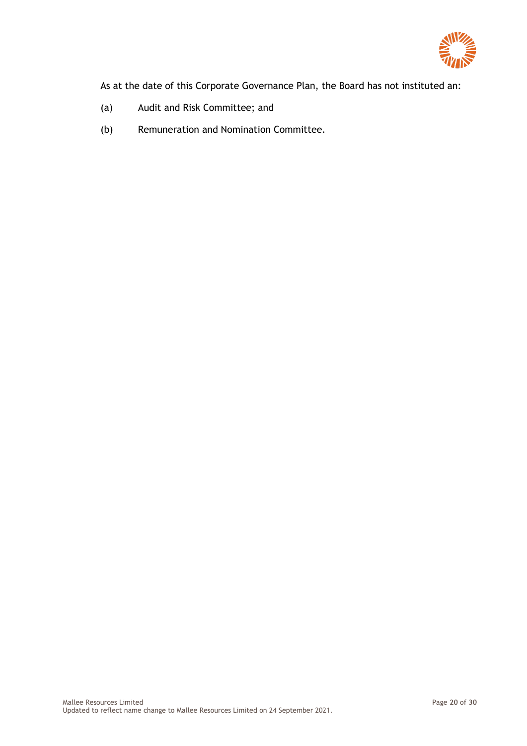As at the date of this Corporate Governance Plan, the Board has not instituted an:

(a) Audit and Risk Committee; and

(b) Remuneration and Nomination Committee.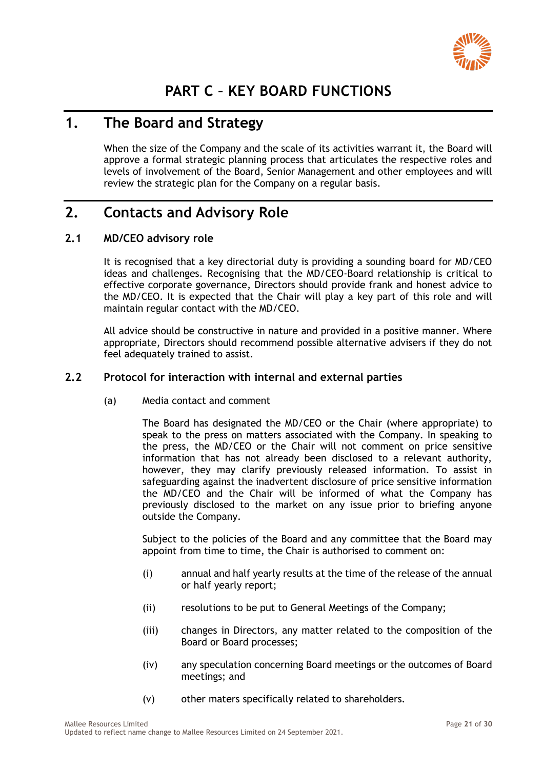# PART C – KEY BOARD FUNCTIONS

## 1. The Board and Strategy

When the size of the Company and the scale of its activities warrant it, the Board will approve a formal strategic planning process that articulates the respective roles and levels of involvement of the Board, Senior Management and other employees and will review the strategic plan for the Company on a regular basis.

## 2. Contacts and Advisory Role

### 2.1 MD/CEO advisory role

It is recognised that a key directorial duty is providing a sounding board for MD/CEO ideas and challenges. Recognising that the MD/CEO-Board relationship is critical to effective corporate governance, Directors should provide frank and honest advice to the MD/CEO. It is expected that the Chair will play a key part of this role and will maintain regular contact with the MD/CEO.

All advice should be constructive in nature and provided in a positive manner. Where appropriate, Directors should recommend possible alternative advisers if they do not feel adequately trained to assist.

### 2.2 Protocol for interaction with internal and external parties

(a) Media contact and comment

The Board has designated the MD/CEO or the Chair (where appropriate) to speak to the press on matters associated with the Company. In speaking to the press, the MD/CEO or the Chair will not comment on price sensitive information that has not already been disclosed to a relevant authority, however, they may clarify previously released information. To assist in safeguarding against the inadvertent disclosure of price sensitive information the MD/CEO and the Chair will be informed of what the Company has previously disclosed to the market on any issue prior to briefing anyone outside the Company.

Subject to the policies of the Board and any committee that the Board may appoint from time to time, the Chair is authorised to comment on:

(i) annual and half yearly results at the time of the release of the annual or half yearly report;

(ii) resolutions to be put to General Meetings of the Company;

(iii) changes in Directors, any matter related to the composition of the Board or Board processes;

(iv) any speculation concerning Board meetings or the outcomes of Board meetings; and

(v) other maters specifically related to shareholders.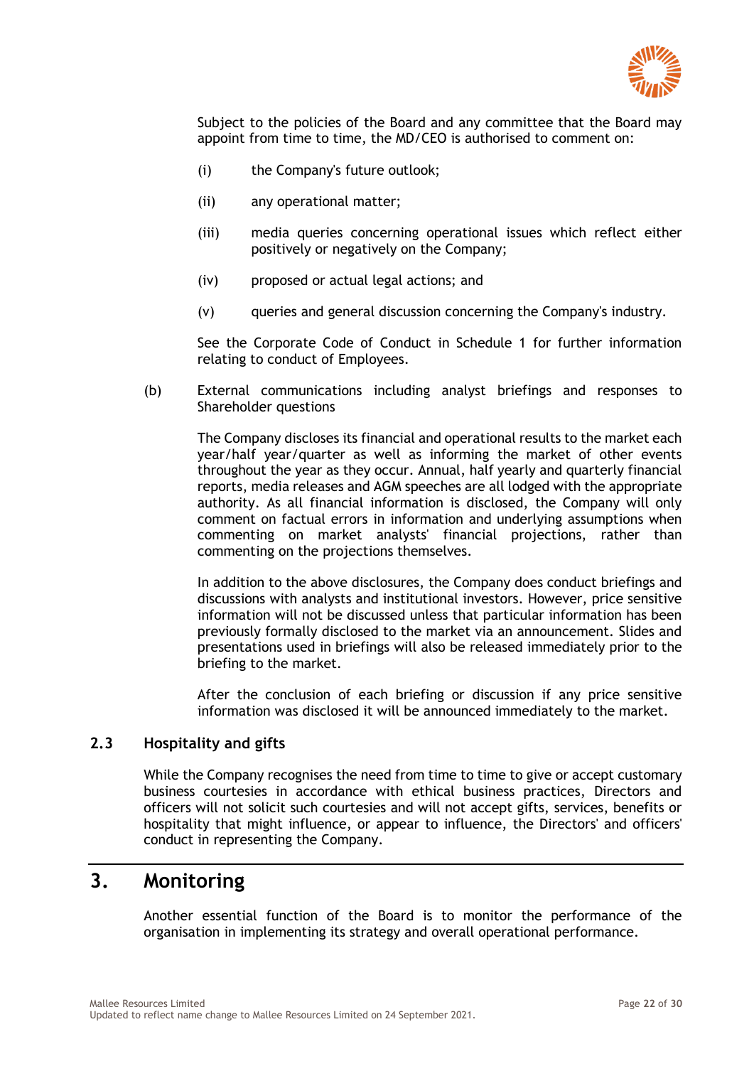Subject to the policies of the Board and any committee that the Board may appoint from time to time, the MD/CEO is authorised to comment on:

(i) the Company's future outlook;

(ii) any operational matter;

(iii) media queries concerning operational issues which reflect either positively or negatively on the Company;

(iv) proposed or actual legal actions; and

(v) queries and general discussion concerning the Company's industry.

See the Corporate Code of Conduct in Schedule 1 for further information relating to conduct of Employees.

(b) External communications including analyst briefings and responses to Shareholder questions

The Company discloses its financial and operational results to the market each year/half year/quarter as well as informing the market of other events throughout the year as they occur. Annual, half yearly and quarterly financial reports, media releases and AGM speeches are all lodged with the appropriate authority. As all financial information is disclosed, the Company will only comment on factual errors in information and underlying assumptions when commenting on market analysts' financial projections, rather than commenting on the projections themselves.

In addition to the above disclosures, the Company does conduct briefings and discussions with analysts and institutional investors. However, price sensitive information will not be discussed unless that particular information has been previously formally disclosed to the market via an announcement. Slides and presentations used in briefings will also be released immediately prior to the briefing to the market.

After the conclusion of each briefing or discussion if any price sensitive information was disclosed it will be announced immediately to the market.

### 2.3 Hospitality and gifts

While the Company recognises the need from time to time to give or accept customary business courtesies in accordance with ethical business practices, Directors and officers will not solicit such courtesies and will not accept gifts, services, benefits or hospitality that might influence, or appear to influence, the Directors' and officers' conduct in representing the Company.

## 3. Monitoring

Another essential function of the Board is to monitor the performance of the organisation in implementing its strategy and overall operational performance.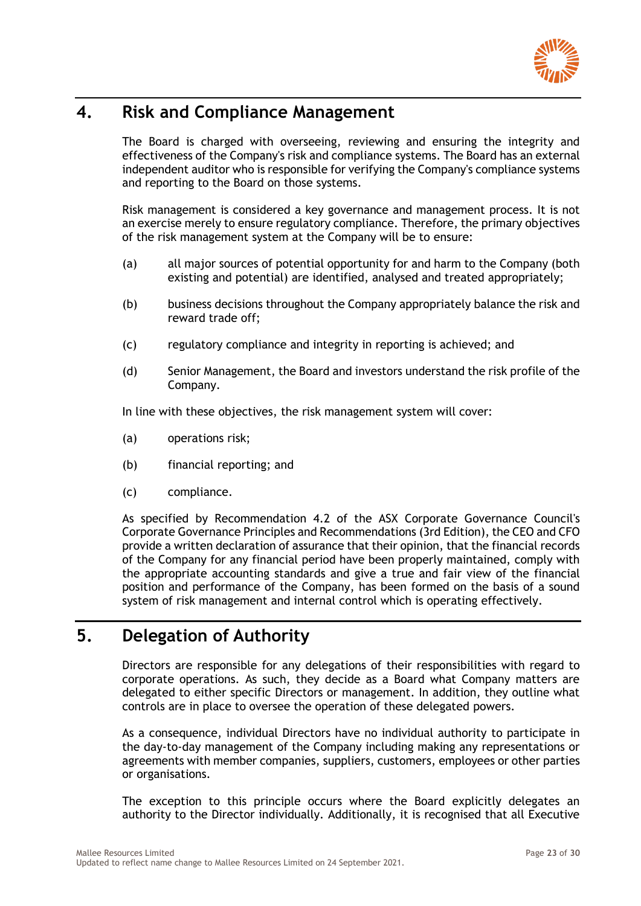## 4. Risk and Compliance Management

The Board is charged with overseeing, reviewing and ensuring the integrity and effectiveness of the Company's risk and compliance systems. The Board has an external independent auditor who is responsible for verifying the Company's compliance systems and reporting to the Board on those systems.

Risk management is considered a key governance and management process. It is not an exercise merely to ensure regulatory compliance. Therefore, the primary objectives of the risk management system at the Company will be to ensure:

(a) all major sources of potential opportunity for and harm to the Company (both existing and potential) are identified, analysed and treated appropriately;

(b) business decisions throughout the Company appropriately balance the risk and reward trade off;

(c) regulatory compliance and integrity in reporting is achieved; and

(d) Senior Management, the Board and investors understand the risk profile of the Company.

In line with these objectives, the risk management system will cover:

(a) operations risk;

(b) financial reporting; and

(c) compliance.

As specified by Recommendation 4.2 of the ASX Corporate Governance Council's Corporate Governance Principles and Recommendations (3rd Edition), the CEO and CFO provide a written declaration of assurance that their opinion, that the financial records of the Company for any financial period have been properly maintained, comply with the appropriate accounting standards and give a true and fair view of the financial position and performance of the Company, has been formed on the basis of a sound system of risk management and internal control which is operating effectively.

## 5. Delegation of Authority

Directors are responsible for any delegations of their responsibilities with regard to corporate operations. As such, they decide as a Board what Company matters are delegated to either specific Directors or management. In addition, they outline what controls are in place to oversee the operation of these delegated powers.

As a consequence, individual Directors have no individual authority to participate in the day-to-day management of the Company including making any representations or agreements with member companies, suppliers, customers, employees or other parties or organisations.

The exception to this principle occurs where the Board explicitly delegates an authority to the Director individually. Additionally, it is recognised that all Executive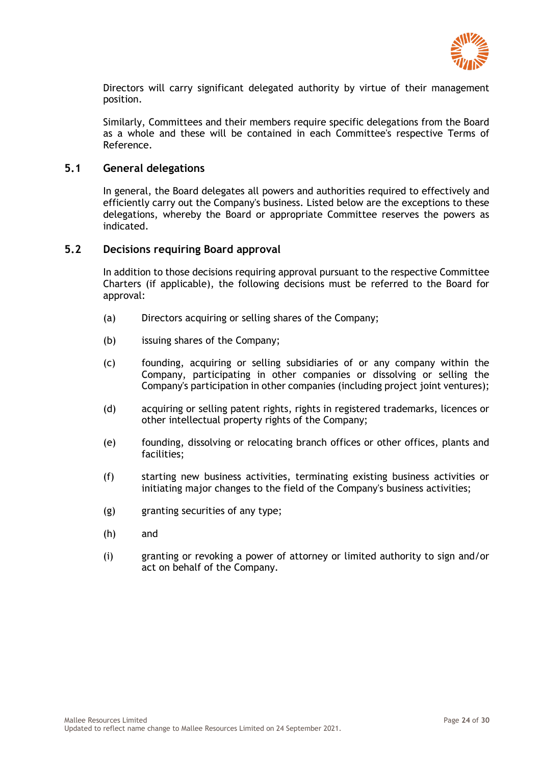Directors will carry significant delegated authority by virtue of their management position.

Similarly, Committees and their members require specific delegations from the Board as a whole and these will be contained in each Committee's respective Terms of Reference.

## 5.1 General delegations

In general, the Board delegates all powers and authorities required to effectively and efficiently carry out the Company's business. Listed below are the exceptions to these delegations, whereby the Board or appropriate Committee reserves the powers as indicated.

## 5.2 Decisions requiring Board approval

In addition to those decisions requiring approval pursuant to the respective Committee Charters (if applicable), the following decisions must be referred to the Board for approval:

(a) Directors acquiring or selling shares of the Company;

(b) issuing shares of the Company;

(c) founding, acquiring or selling subsidiaries of or any company within the Company, participating in other companies or dissolving or selling the Company's participation in other companies (including project joint ventures);

(d) acquiring or selling patent rights, rights in registered trademarks, licences or other intellectual property rights of the Company;

(e) founding, dissolving or relocating branch offices or other offices, plants and facilities;

(f) starting new business activities, terminating existing business activities or initiating major changes to the field of the Company's business activities;

(g) granting securities of any type;

(h) and

(i) granting or revoking a power of attorney or limited authority to sign and/or act on behalf of the Company.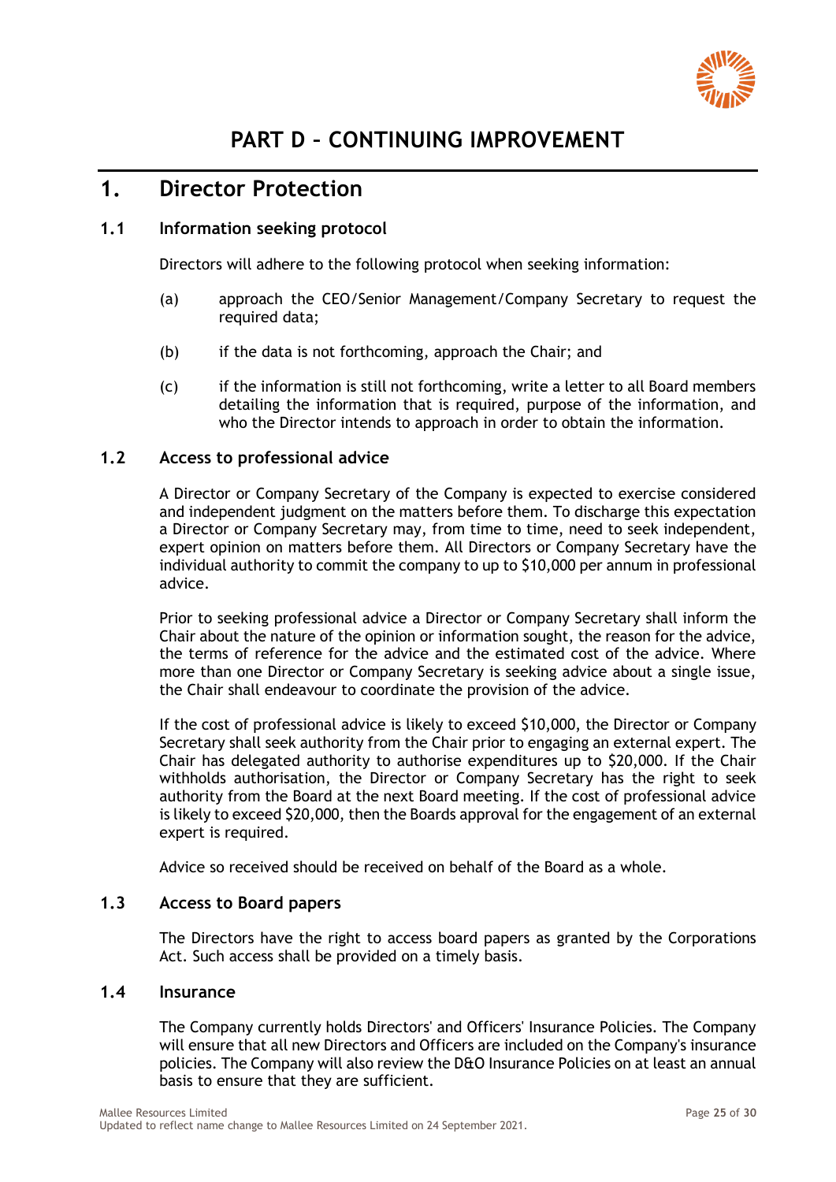# PART D – CONTINUING IMPROVEMENT

## 1. Director Protection

### 1.1 Information seeking protocol

Directors will adhere to the following protocol when seeking information:

(a) approach the CEO/Senior Management/Company Secretary to request the required data;

(b) if the data is not forthcoming, approach the Chair; and

(c) if the information is still not forthcoming, write a letter to all Board members detailing the information that is required, purpose of the information, and who the Director intends to approach in order to obtain the information.

### 1.2 Access to professional advice

A Director or Company Secretary of the Company is expected to exercise considered and independent judgment on the matters before them. To discharge this expectation a Director or Company Secretary may, from time to time, need to seek independent, expert opinion on matters before them. All Directors or Company Secretary have the individual authority to commit the company to up to $10,000 per annum in professional advice.

Prior to seeking professional advice a Director or Company Secretary shall inform the Chair about the nature of the opinion or information sought, the reason for the advice, the terms of reference for the advice and the estimated cost of the advice. Where more than one Director or Company Secretary is seeking advice about a single issue, the Chair shall endeavour to coordinate the provision of the advice.

If the cost of professional advice is likely to exceed $10,000, the Director or Company Secretary shall seek authority from the Chair prior to engaging an external expert. The Chair has delegated authority to authorise expenditures up to $20,000. If the Chair withholds authorisation, the Director or Company Secretary has the right to seek authority from the Board at the next Board meeting. If the cost of professional advice is likely to exceed $20,000, then the Boards approval for the engagement of an external expert is required.

Advice so received should be received on behalf of the Board as a whole.

### 1.3 Access to Board papers

The Directors have the right to access board papers as granted by the Corporations Act. Such access shall be provided on a timely basis.

### 1.4 Insurance

The Company currently holds Directors' and Officers' Insurance Policies. The Company will ensure that all new Directors and Officers are included on the Company's insurance policies. The Company will also review the D&O Insurance Policies on at least an annual basis to ensure that they are sufficient.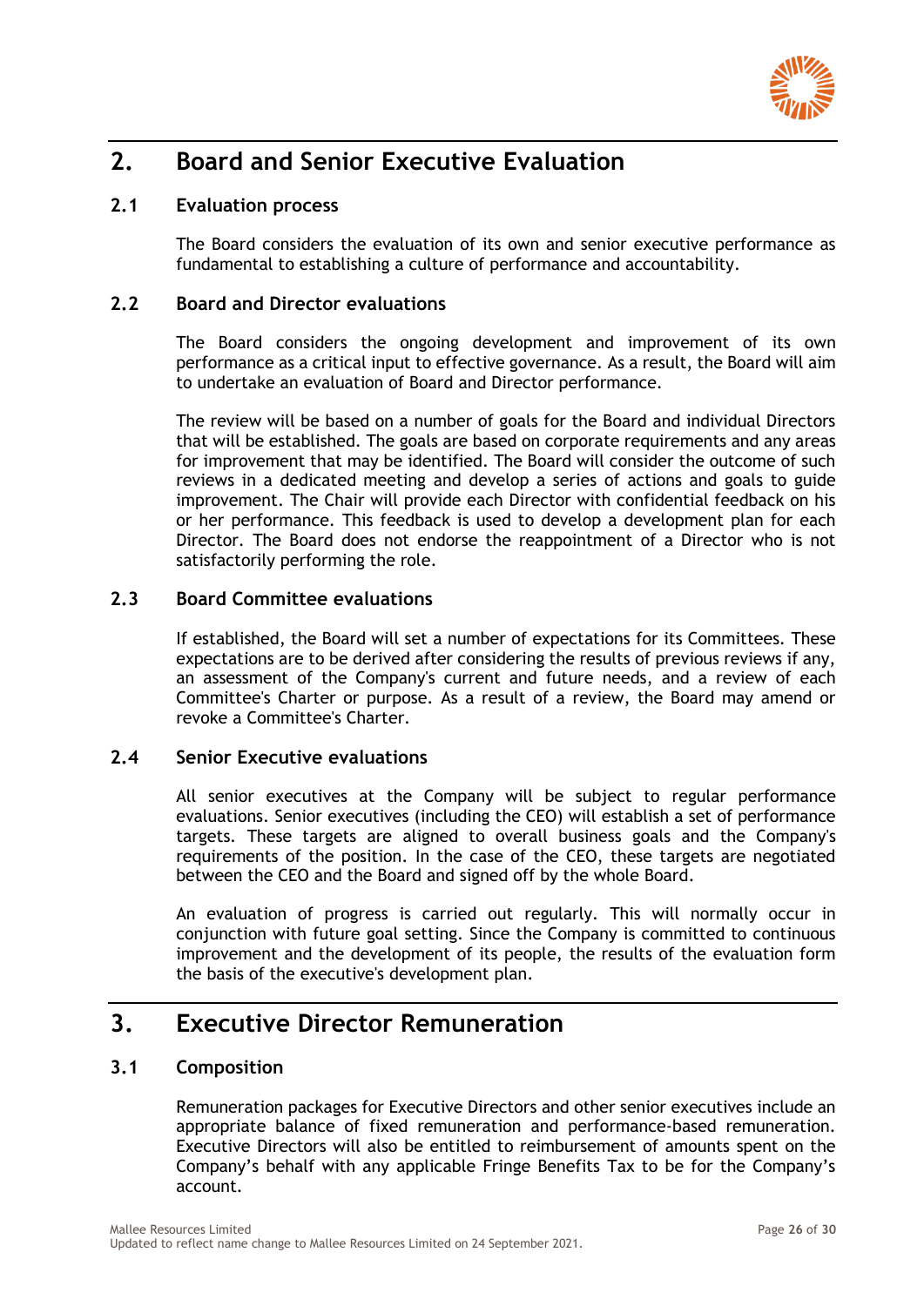# 2. Board and Senior Executive Evaluation

## 2.1 Evaluation process

The Board considers the evaluation of its own and senior executive performance as fundamental to establishing a culture of performance and accountability.

## 2.2 Board and Director evaluations

The Board considers the ongoing development and improvement of its own performance as a critical input to effective governance. As a result, the Board will aim to undertake an evaluation of Board and Director performance.

The review will be based on a number of goals for the Board and individual Directors that will be established. The goals are based on corporate requirements and any areas for improvement that may be identified. The Board will consider the outcome of such reviews in a dedicated meeting and develop a series of actions and goals to guide improvement. The Chair will provide each Director with confidential feedback on his or her performance. This feedback is used to develop a development plan for each Director. The Board does not endorse the reappointment of a Director who is not satisfactorily performing the role.

## 2.3 Board Committee evaluations

If established, the Board will set a number of expectations for its Committees. These expectations are to be derived after considering the results of previous reviews if any, an assessment of the Company's current and future needs, and a review of each Committee's Charter or purpose. As a result of a review, the Board may amend or revoke a Committee's Charter.

## 2.4 Senior Executive evaluations

All senior executives at the Company will be subject to regular performance evaluations. Senior executives (including the CEO) will establish a set of performance targets. These targets are aligned to overall business goals and the Company's requirements of the position. In the case of the CEO, these targets are negotiated between the CEO and the Board and signed off by the whole Board.

An evaluation of progress is carried out regularly. This will normally occur in conjunction with future goal setting. Since the Company is committed to continuous improvement and the development of its people, the results of the evaluation form the basis of the executive's development plan.

# 3. Executive Director Remuneration

## 3.1 Composition

Remuneration packages for Executive Directors and other senior executives include an appropriate balance of fixed remuneration and performance-based remuneration. Executive Directors will also be entitled to reimbursement of amounts spent on the Company's behalf with any applicable Fringe Benefits Tax to be for the Company's account.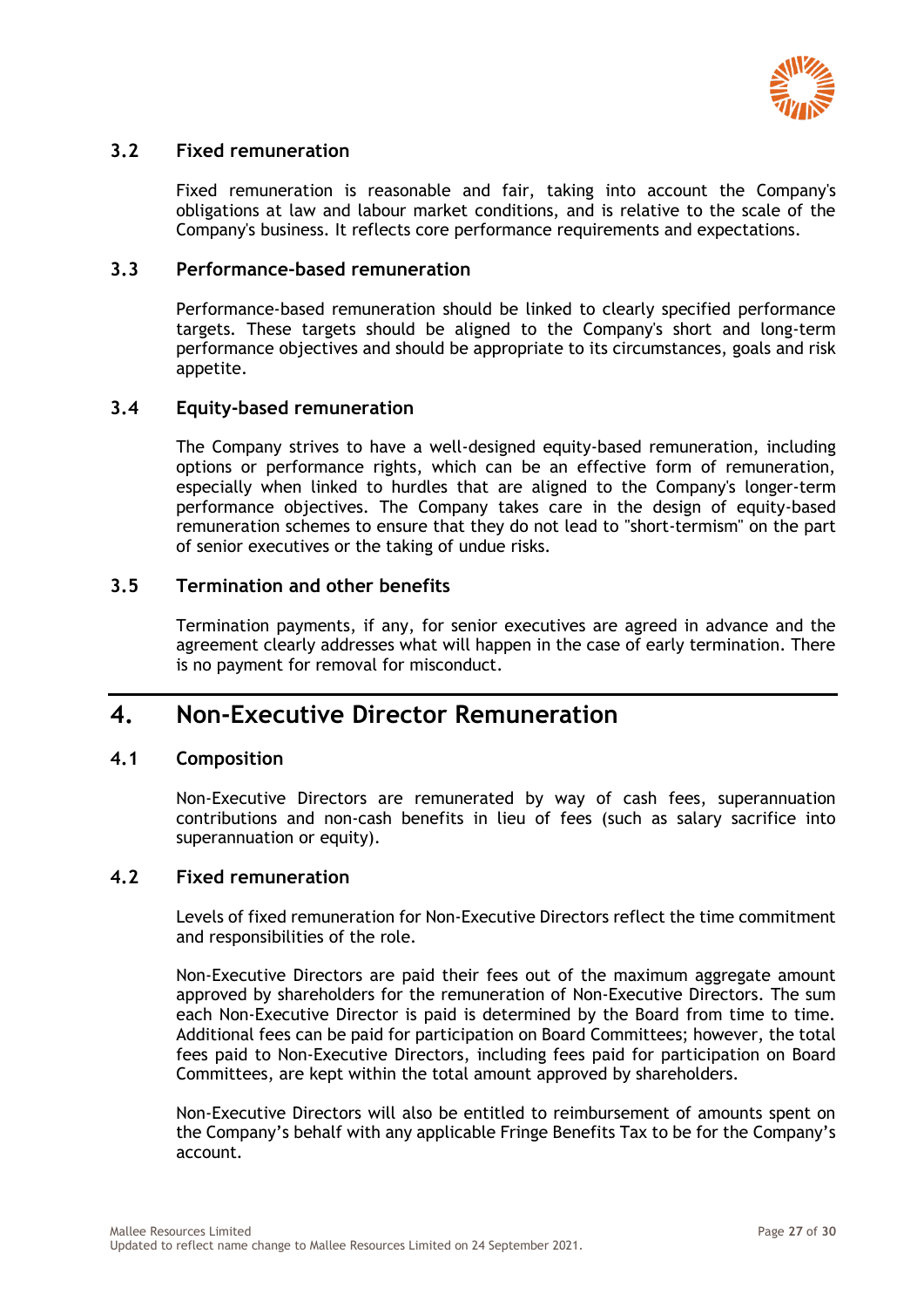### 3.2 Fixed remuneration

Fixed remuneration is reasonable and fair, taking into account the Company's obligations at law and labour market conditions, and is relative to the scale of the Company's business. It reflects core performance requirements and expectations.

### 3.3 Performance-based remuneration

Performance-based remuneration should be linked to clearly specified performance targets. These targets should be aligned to the Company's short and long-term performance objectives and should be appropriate to its circumstances, goals and risk appetite.

### 3.4 Equity-based remuneration

The Company strives to have a well-designed equity-based remuneration, including options or performance rights, which can be an effective form of remuneration, especially when linked to hurdles that are aligned to the Company's longer-term performance objectives. The Company takes care in the design of equity-based remuneration schemes to ensure that they do not lead to "short-termism" on the part of senior executives or the taking of undue risks.

### 3.5 Termination and other benefits

Termination payments, if any, for senior executives are agreed in advance and the agreement clearly addresses what will happen in the case of early termination. There is no payment for removal for misconduct.

## 4. Non-Executive Director Remuneration

### 4.1 Composition

Non-Executive Directors are remunerated by way of cash fees, superannuation contributions and non-cash benefits in lieu of fees (such as salary sacrifice into superannuation or equity).

### 4.2 Fixed remuneration

Levels of fixed remuneration for Non-Executive Directors reflect the time commitment and responsibilities of the role.

Non-Executive Directors are paid their fees out of the maximum aggregate amount approved by shareholders for the remuneration of Non-Executive Directors. The sum each Non-Executive Director is paid is determined by the Board from time to time. Additional fees can be paid for participation on Board Committees; however, the total fees paid to Non-Executive Directors, including fees paid for participation on Board Committees, are kept within the total amount approved by shareholders.

Non-Executive Directors will also be entitled to reimbursement of amounts spent on the Company's behalf with any applicable Fringe Benefits Tax to be for the Company's account.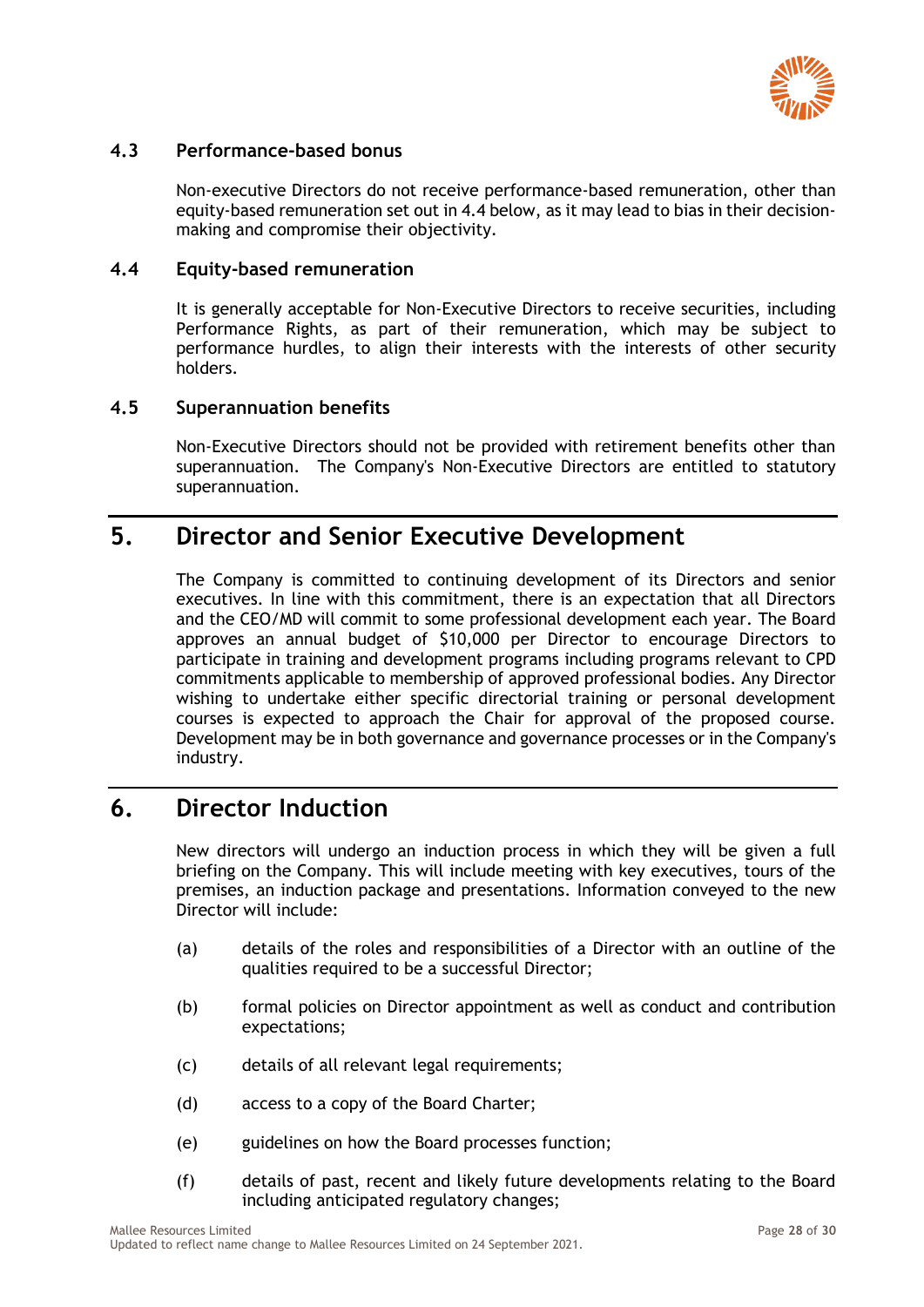### 4.3 Performance-based bonus

Non-executive Directors do not receive performance-based remuneration, other than equity-based remuneration set out in 4.4 below, as it may lead to bias in their decision-making and compromise their objectivity.

### 4.4 Equity-based remuneration

It is generally acceptable for Non-Executive Directors to receive securities, including Performance Rights, as part of their remuneration, which may be subject to performance hurdles, to align their interests with the interests of other security holders.

### 4.5 Superannuation benefits

Non-Executive Directors should not be provided with retirement benefits other than superannuation. The Company's Non-Executive Directors are entitled to statutory superannuation.

## 5. Director and Senior Executive Development

The Company is committed to continuing development of its Directors and senior executives. In line with this commitment, there is an expectation that all Directors and the CEO/MD will commit to some professional development each year. The Board approves an annual budget of $10,000 per Director to encourage Directors to participate in training and development programs including programs relevant to CPD commitments applicable to membership of approved professional bodies. Any Director wishing to undertake either specific directorial training or personal development courses is expected to approach the Chair for approval of the proposed course. Development may be in both governance and governance processes or in the Company's industry.

## 6. Director Induction

New directors will undergo an induction process in which they will be given a full briefing on the Company. This will include meeting with key executives, tours of the premises, an induction package and presentations. Information conveyed to the new Director will include:

(a) details of the roles and responsibilities of a Director with an outline of the qualities required to be a successful Director;

(b) formal policies on Director appointment as well as conduct and contribution expectations;

(c) details of all relevant legal requirements;

(d) access to a copy of the Board Charter;

(e) guidelines on how the Board processes function;

(f) details of past, recent and likely future developments relating to the Board including anticipated regulatory changes;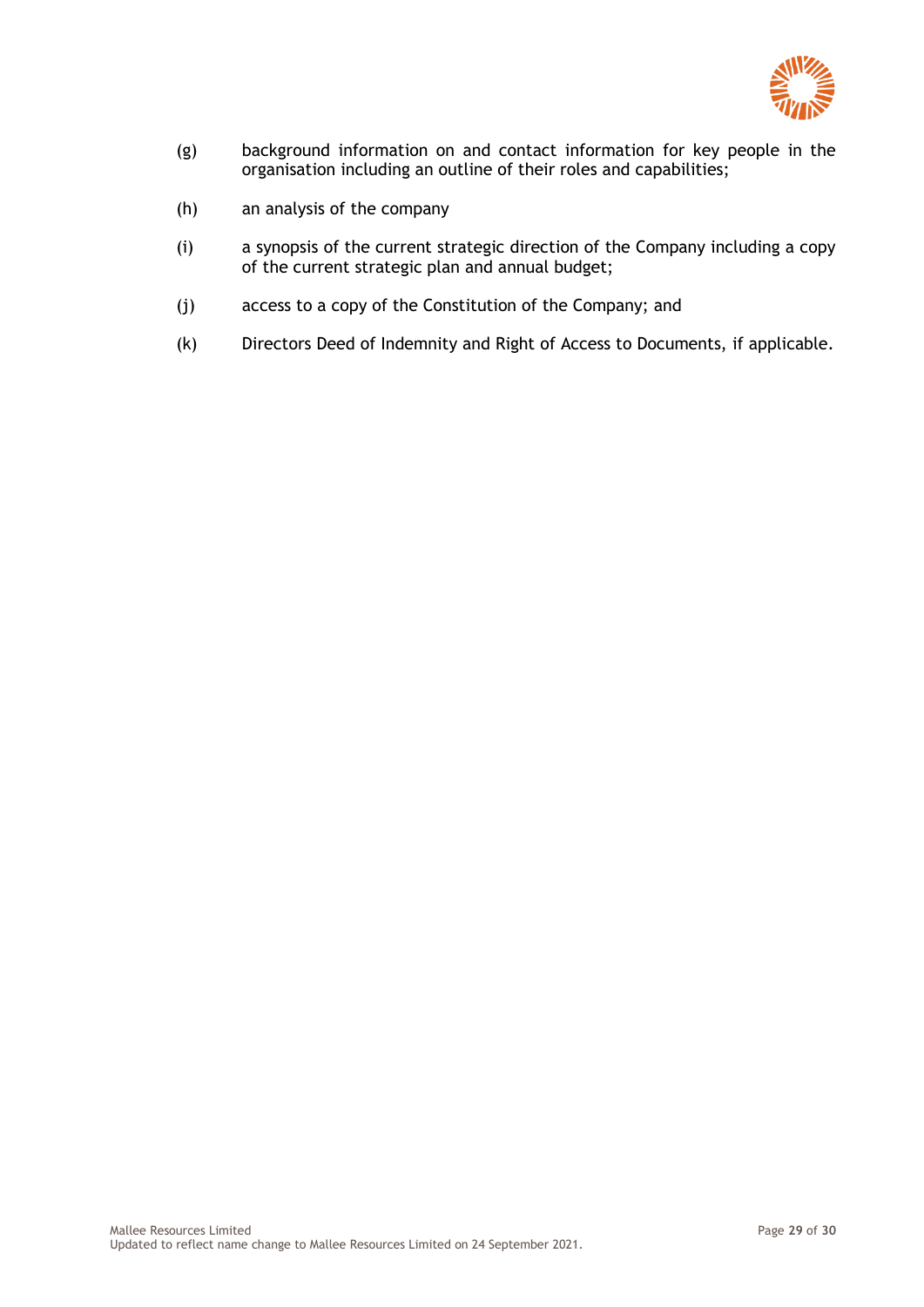(g) background information on and contact information for key people in the organisation including an outline of their roles and capabilities;

(h) an analysis of the company

(i) a synopsis of the current strategic direction of the Company including a copy of the current strategic plan and annual budget;

(j) access to a copy of the Constitution of the Company; and

(k) Directors Deed of Indemnity and Right of Access to Documents, if applicable.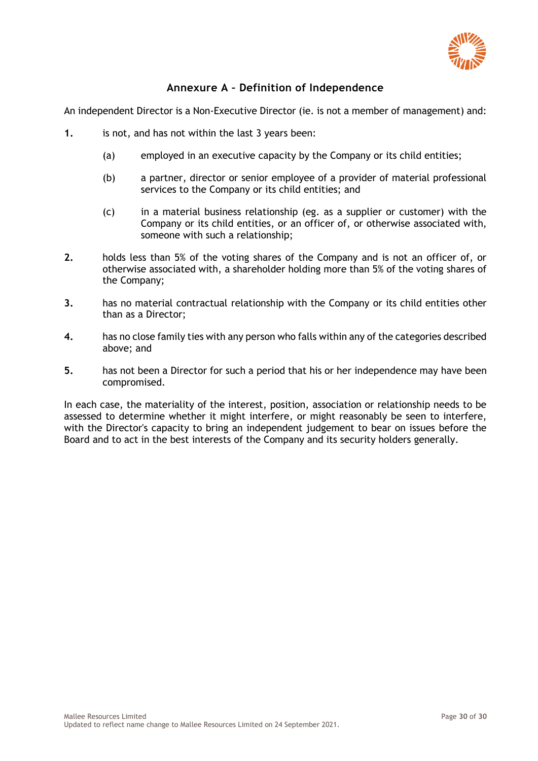## Annexure A – Definition of Independence

An independent Director is a Non-Executive Director (ie. is not a member of management) and:

1. is not, and has not within the last 3 years been:

   (a) employed in an executive capacity by the Company or its child entities;

   (b) a partner, director or senior employee of a provider of material professional services to the Company or its child entities; and

   (c) in a material business relationship (eg. as a supplier or customer) with the Company or its child entities, or an officer of, or otherwise associated with, someone with such a relationship;

2. holds less than 5% of the voting shares of the Company and is not an officer of, or otherwise associated with, a shareholder holding more than 5% of the voting shares of the Company;

3. has no material contractual relationship with the Company or its child entities other than as a Director;

4. has no close family ties with any person who falls within any of the categories described above; and

5. has not been a Director for such a period that his or her independence may have been compromised.

In each case, the materiality of the interest, position, association or relationship needs to be assessed to determine whether it might interfere, or might reasonably be seen to interfere, with the Director's capacity to bring an independent judgement to bear on issues before the Board and to act in the best interests of the Company and its security holders generally.

Mallee Resources Limited
Updated to reflect name change to Mallee Resources Limited on 24 September 2021.